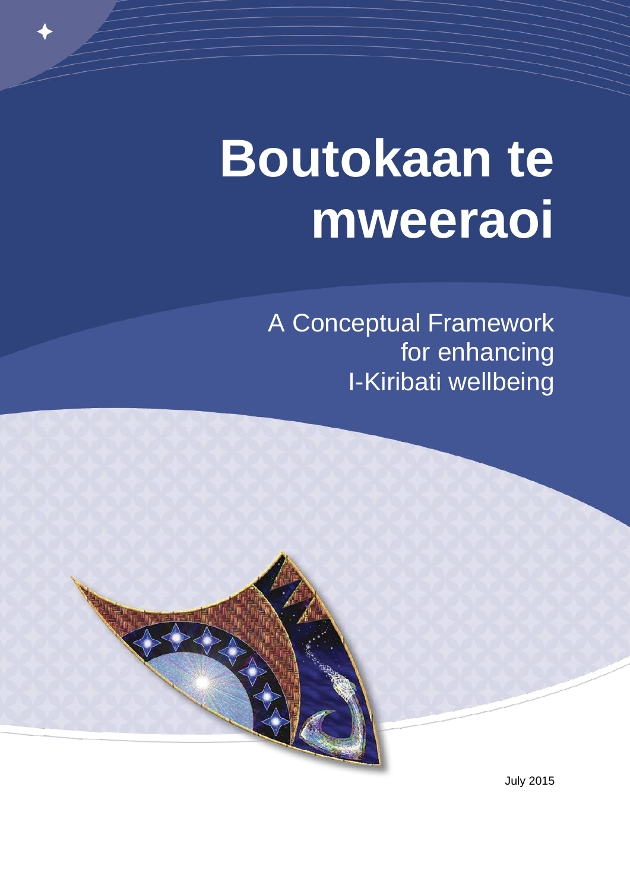# Boutokaan te mweeraoi

A Conceptual Framework for enhancing I-Kiribati wellbeing

July 2015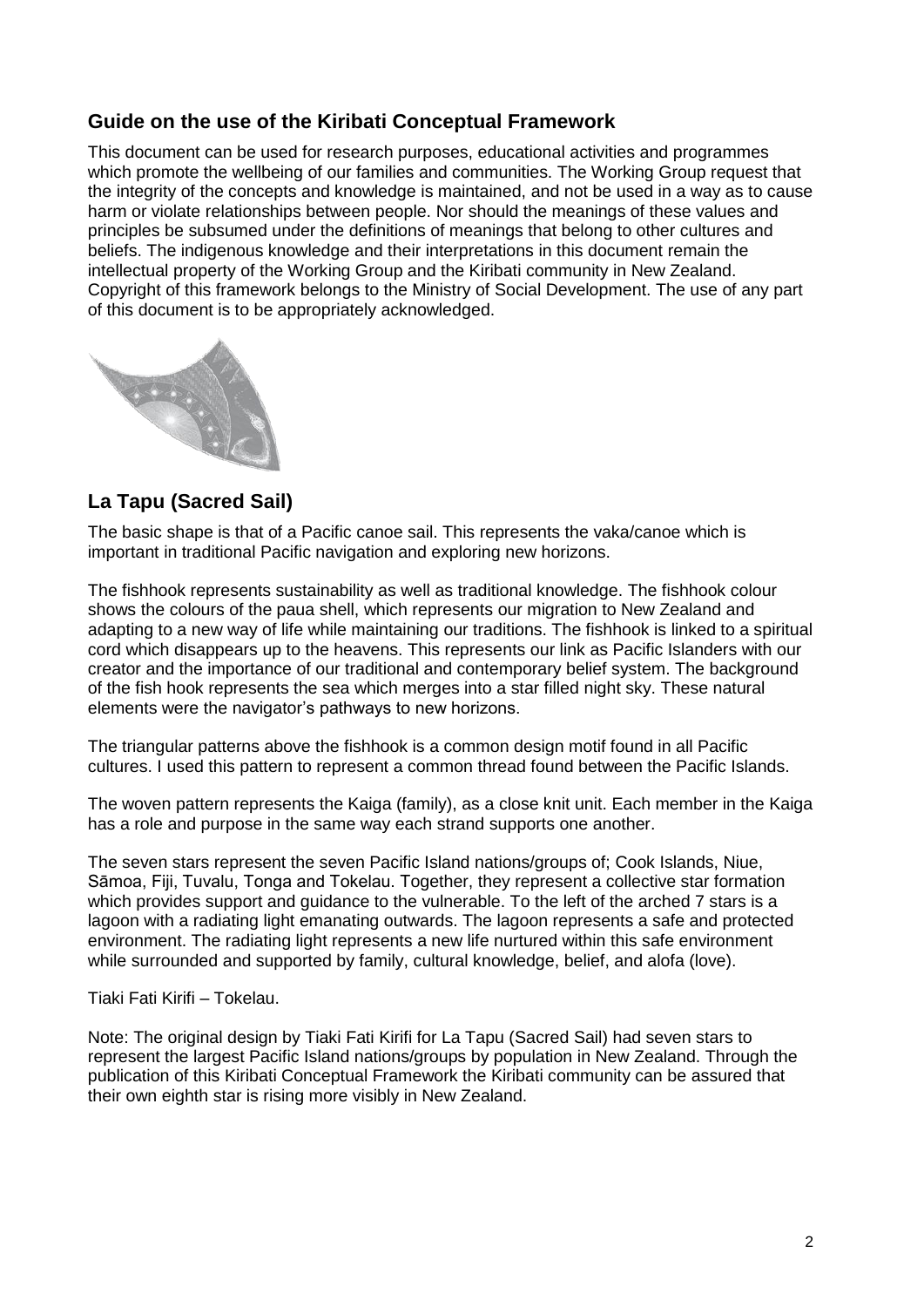## Guide on the use of the Kiribati Conceptual Framework

This document can be used for research purposes, educational activities and programmes which promote the wellbeing of our families and communities. The Working Group request that the integrity of the concepts and knowledge is maintained, and not be used in a way as to cause harm or violate relationships between people. Nor should the meanings of these values and principles be subsumed under the definitions of meanings that belong to other cultures and beliefs. The indigenous knowledge and their interpretations in this document remain the intellectual property of the Working Group and the Kiribati community in New Zealand. Copyright of this framework belongs to the Ministry of Social Development. The use of any part of this document is to be appropriately acknowledged.

## La Tapu (Sacred Sail)

The basic shape is that of a Pacific canoe sail. This represents the vaka/canoe which is important in traditional Pacific navigation and exploring new horizons.

The fishhook represents sustainability as well as traditional knowledge. The fishhook colour shows the colours of the paua shell, which represents our migration to New Zealand and adapting to a new way of life while maintaining our traditions. The fishhook is linked to a spiritual cord which disappears up to the heavens. This represents our link as Pacific Islanders with our creator and the importance of our traditional and contemporary belief system. The background of the fish hook represents the sea which merges into a star filled night sky. These natural elements were the navigator's pathways to new horizons.

The triangular patterns above the fishhook is a common design motif found in all Pacific cultures. I used this pattern to represent a common thread found between the Pacific Islands.

The woven pattern represents the Kaiga (family), as a close knit unit. Each member in the Kaiga has a role and purpose in the same way each strand supports one another.

The seven stars represent the seven Pacific Island nations/groups of; Cook Islands, Niue, Sāmoa, Fiji, Tuvalu, Tonga and Tokelau. Together, they represent a collective star formation which provides support and guidance to the vulnerable. To the left of the arched 7 stars is a lagoon with a radiating light emanating outwards. The lagoon represents a safe and protected environment. The radiating light represents a new life nurtured within this safe environment while surrounded and supported by family, cultural knowledge, belief, and alofa (love).

Tiaki Fati Kirifi – Tokelau.

Note: The original design by Tiaki Fati Kirifi for La Tapu (Sacred Sail) had seven stars to represent the largest Pacific Island nations/groups by population in New Zealand. Through the publication of this Kiribati Conceptual Framework the Kiribati community can be assured that their own eighth star is rising more visibly in New Zealand.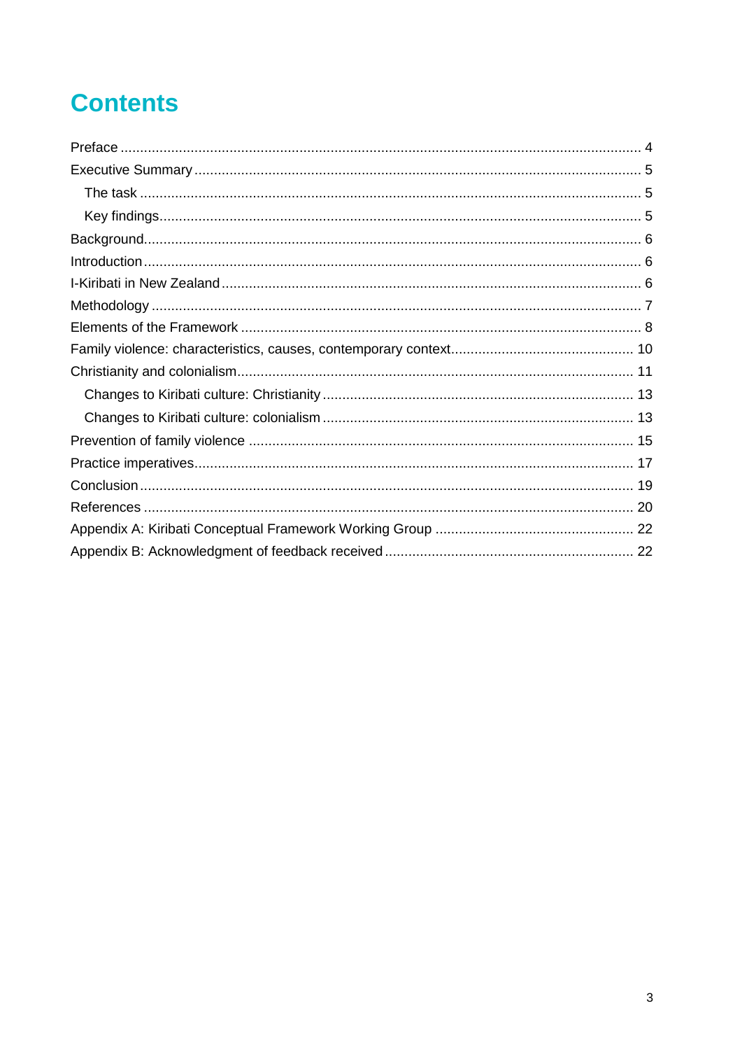# Contents

- Preface ... 4
- Executive Summary ... 5
  - The task ... 5
  - Key findings ... 5
- Background ... 6
- Introduction ... 6
- I-Kiribati in New Zealand ... 6
- Methodology ... 7
- Elements of the Framework ... 8
- Family violence: characteristics, causes, contemporary context ... 10
- Christianity and colonialism ... 11
  - Changes to Kiribati culture: Christianity ... 13
  - Changes to Kiribati culture: colonialism ... 13
- Prevention of family violence ... 15
- Practice imperatives ... 17
- Conclusion ... 19
- References ... 20
- Appendix A: Kiribati Conceptual Framework Working Group ... 22
- Appendix B: Acknowledgment of feedback received ... 22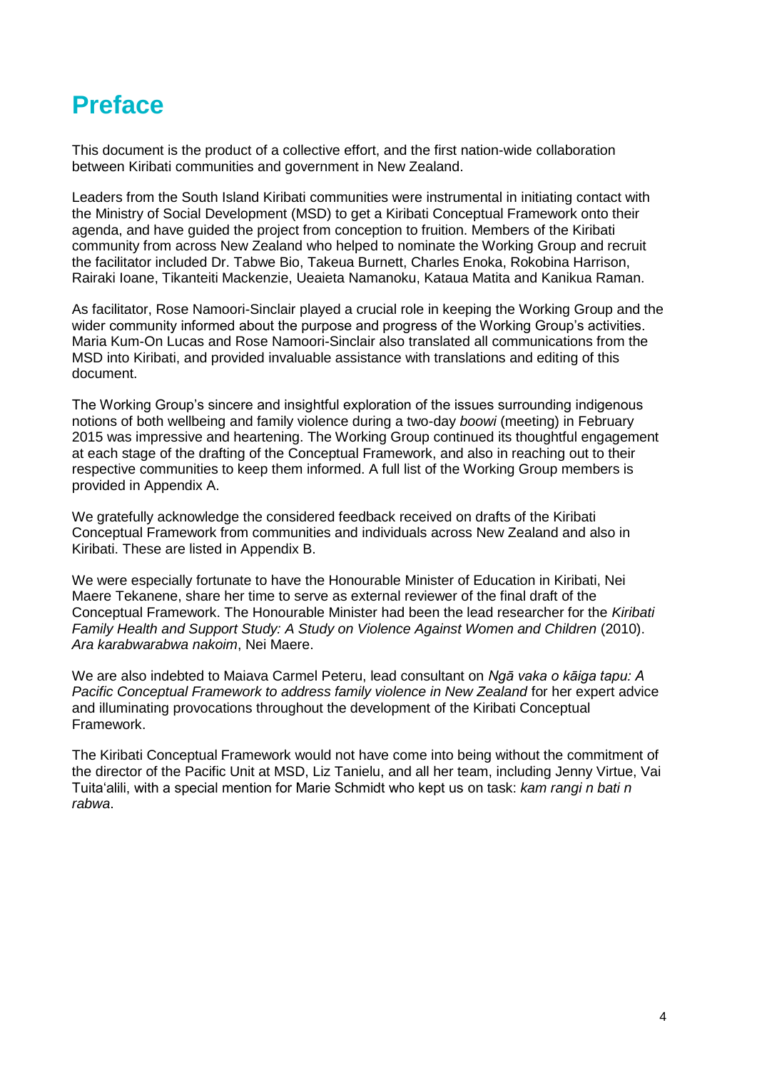# Preface

This document is the product of a collective effort, and the first nation-wide collaboration between Kiribati communities and government in New Zealand.

Leaders from the South Island Kiribati communities were instrumental in initiating contact with the Ministry of Social Development (MSD) to get a Kiribati Conceptual Framework onto their agenda, and have guided the project from conception to fruition. Members of the Kiribati community from across New Zealand who helped to nominate the Working Group and recruit the facilitator included Dr. Tabwe Bio, Takeua Burnett, Charles Enoka, Rokobina Harrison, Rairaki Ioane, Tikanteiti Mackenzie, Ueaieta Namanoku, Kataua Matita and Kanikua Raman.

As facilitator, Rose Namoori-Sinclair played a crucial role in keeping the Working Group and the wider community informed about the purpose and progress of the Working Group's activities. Maria Kum-On Lucas and Rose Namoori-Sinclair also translated all communications from the MSD into Kiribati, and provided invaluable assistance with translations and editing of this document.

The Working Group's sincere and insightful exploration of the issues surrounding indigenous notions of both wellbeing and family violence during a two-day *boowi* (meeting) in February 2015 was impressive and heartening. The Working Group continued its thoughtful engagement at each stage of the drafting of the Conceptual Framework, and also in reaching out to their respective communities to keep them informed. A full list of the Working Group members is provided in Appendix A.

We gratefully acknowledge the considered feedback received on drafts of the Kiribati Conceptual Framework from communities and individuals across New Zealand and also in Kiribati. These are listed in Appendix B.

We were especially fortunate to have the Honourable Minister of Education in Kiribati, Nei Maere Tekanene, share her time to serve as external reviewer of the final draft of the Conceptual Framework. The Honourable Minister had been the lead researcher for the *Kiribati Family Health and Support Study: A Study on Violence Against Women and Children* (2010). *Ara karabwarabwa nakoim*, Nei Maere.

We are also indebted to Maiava Carmel Peteru, lead consultant on *Ngā vaka o kāiga tapu: A Pacific Conceptual Framework to address family violence in New Zealand* for her expert advice and illuminating provocations throughout the development of the Kiribati Conceptual Framework.

The Kiribati Conceptual Framework would not have come into being without the commitment of the director of the Pacific Unit at MSD, Liz Tanielu, and all her team, including Jenny Virtue, Vai Tuitaʻalili, with a special mention for Marie Schmidt who kept us on task: *kam rangi n bati n rabwa*.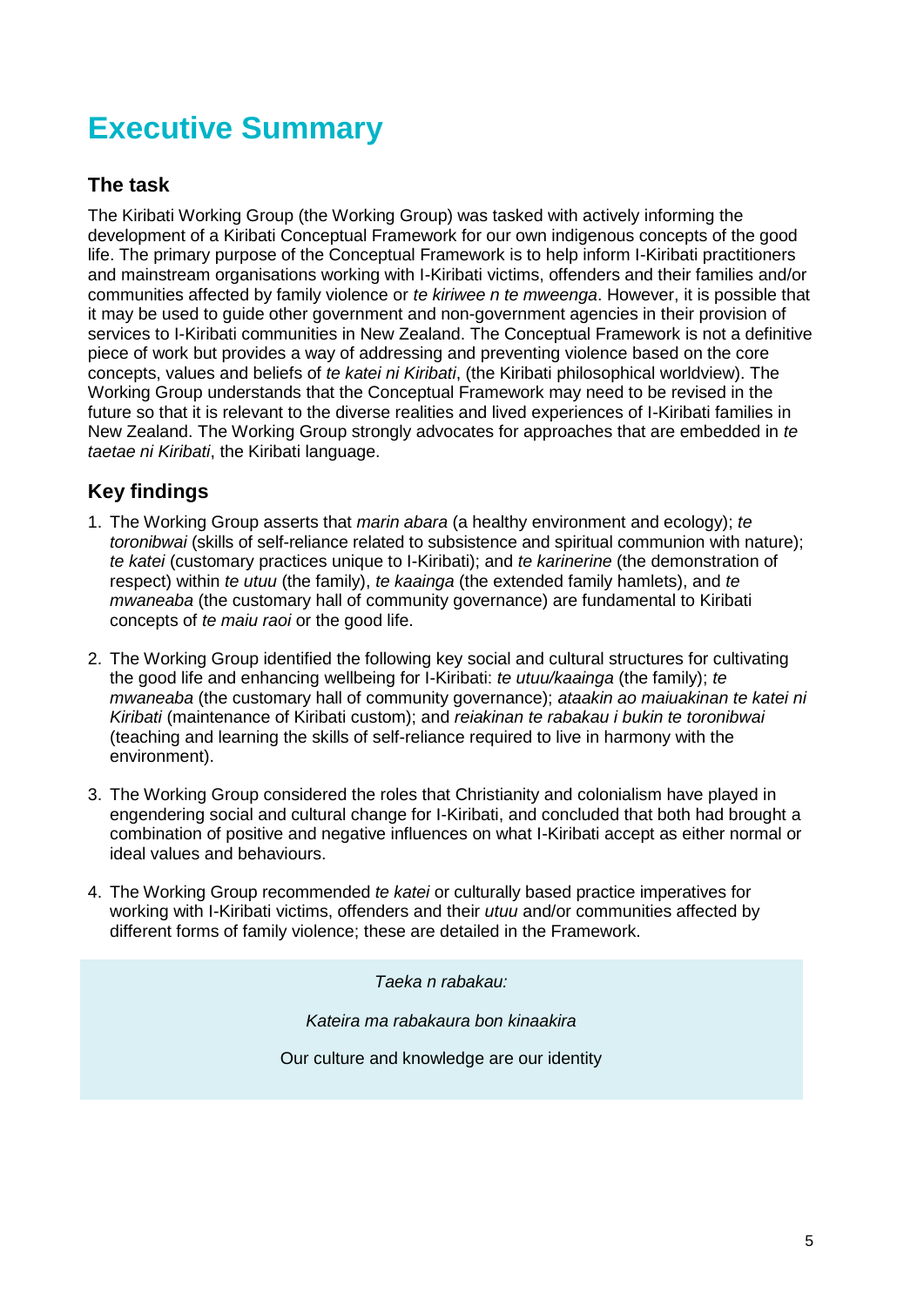# Executive Summary

## The task

The Kiribati Working Group (the Working Group) was tasked with actively informing the development of a Kiribati Conceptual Framework for our own indigenous concepts of the good life. The primary purpose of the Conceptual Framework is to help inform I-Kiribati practitioners and mainstream organisations working with I-Kiribati victims, offenders and their families and/or communities affected by family violence or *te kiriwee n te mweenga*. However, it is possible that it may be used to guide other government and non-government agencies in their provision of services to I-Kiribati communities in New Zealand. The Conceptual Framework is not a definitive piece of work but provides a way of addressing and preventing violence based on the core concepts, values and beliefs of *te katei ni Kiribati*, (the Kiribati philosophical worldview). The Working Group understands that the Conceptual Framework may need to be revised in the future so that it is relevant to the diverse realities and lived experiences of I-Kiribati families in New Zealand. The Working Group strongly advocates for approaches that are embedded in *te taetae ni Kiribati*, the Kiribati language.

## Key findings

1. The Working Group asserts that *marin abara* (a healthy environment and ecology); *te toronibwai* (skills of self-reliance related to subsistence and spiritual communion with nature); *te katei* (customary practices unique to I-Kiribati); and *te karinerine* (the demonstration of respect) within *te utuu* (the family), *te kaainga* (the extended family hamlets), and *te mwaneaba* (the customary hall of community governance) are fundamental to Kiribati concepts of *te maiu raoi* or the good life.

2. The Working Group identified the following key social and cultural structures for cultivating the good life and enhancing wellbeing for I-Kiribati: *te utuu/kaainga* (the family); *te mwaneaba* (the customary hall of community governance); *ataakin ao maiuakinan te katei ni Kiribati* (maintenance of Kiribati custom); and *reiakinan te rabakau i bukin te toronibwai* (teaching and learning the skills of self-reliance required to live in harmony with the environment).

3. The Working Group considered the roles that Christianity and colonialism have played in engendering social and cultural change for I-Kiribati, and concluded that both had brought a combination of positive and negative influences on what I-Kiribati accept as either normal or ideal values and behaviours.

4. The Working Group recommended *te katei* or culturally based practice imperatives for working with I-Kiribati victims, offenders and their *utuu* and/or communities affected by different forms of family violence; these are detailed in the Framework.

*Taeka n rabakau:*

*Kateira ma rabakaura bon kinaakira*

Our culture and knowledge are our identity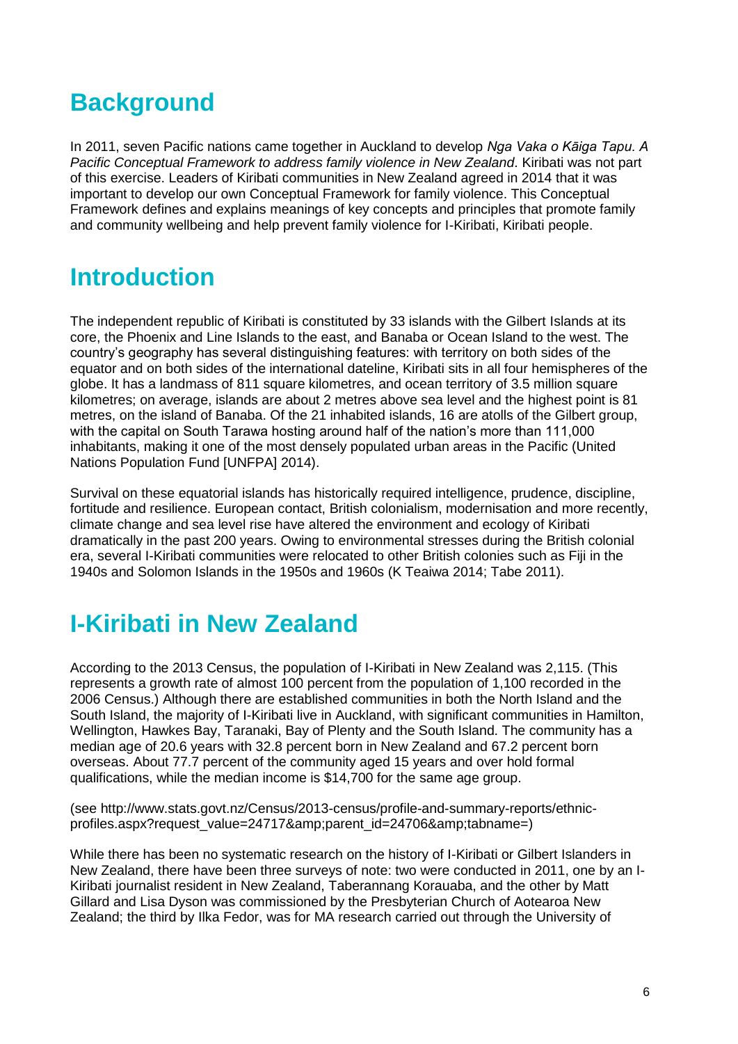## Background

In 2011, seven Pacific nations came together in Auckland to develop *Nga Vaka o Kāiga Tapu. A Pacific Conceptual Framework to address family violence in New Zealand*. Kiribati was not part of this exercise. Leaders of Kiribati communities in New Zealand agreed in 2014 that it was important to develop our own Conceptual Framework for family violence. This Conceptual Framework defines and explains meanings of key concepts and principles that promote family and community wellbeing and help prevent family violence for I-Kiribati, Kiribati people.

## Introduction

The independent republic of Kiribati is constituted by 33 islands with the Gilbert Islands at its core, the Phoenix and Line Islands to the east, and Banaba or Ocean Island to the west. The country's geography has several distinguishing features: with territory on both sides of the equator and on both sides of the international dateline, Kiribati sits in all four hemispheres of the globe. It has a landmass of 811 square kilometres, and ocean territory of 3.5 million square kilometres; on average, islands are about 2 metres above sea level and the highest point is 81 metres, on the island of Banaba. Of the 21 inhabited islands, 16 are atolls of the Gilbert group, with the capital on South Tarawa hosting around half of the nation's more than 111,000 inhabitants, making it one of the most densely populated urban areas in the Pacific (United Nations Population Fund [UNFPA] 2014).

Survival on these equatorial islands has historically required intelligence, prudence, discipline, fortitude and resilience. European contact, British colonialism, modernisation and more recently, climate change and sea level rise have altered the environment and ecology of Kiribati dramatically in the past 200 years. Owing to environmental stresses during the British colonial era, several I-Kiribati communities were relocated to other British colonies such as Fiji in the 1940s and Solomon Islands in the 1950s and 1960s (K Teaiwa 2014; Tabe 2011).

## I-Kiribati in New Zealand

According to the 2013 Census, the population of I-Kiribati in New Zealand was 2,115. (This represents a growth rate of almost 100 percent from the population of 1,100 recorded in the 2006 Census.) Although there are established communities in both the North Island and the South Island, the majority of I-Kiribati live in Auckland, with significant communities in Hamilton, Wellington, Hawkes Bay, Taranaki, Bay of Plenty and the South Island. The community has a median age of 20.6 years with 32.8 percent born in New Zealand and 67.2 percent born overseas. About 77.7 percent of the community aged 15 years and over hold formal qualifications, while the median income is $14,700 for the same age group.

(see http://www.stats.govt.nz/Census/2013-census/profile-and-summary-reports/ethnic-profiles.aspx?request_value=24717&amp;parent_id=24706&amp;tabname=)

While there has been no systematic research on the history of I-Kiribati or Gilbert Islanders in New Zealand, there have been three surveys of note: two were conducted in 2011, one by an I-Kiribati journalist resident in New Zealand, Taberannang Korauaba, and the other by Matt Gillard and Lisa Dyson was commissioned by the Presbyterian Church of Aotearoa New Zealand; the third by Ilka Fedor, was for MA research carried out through the University of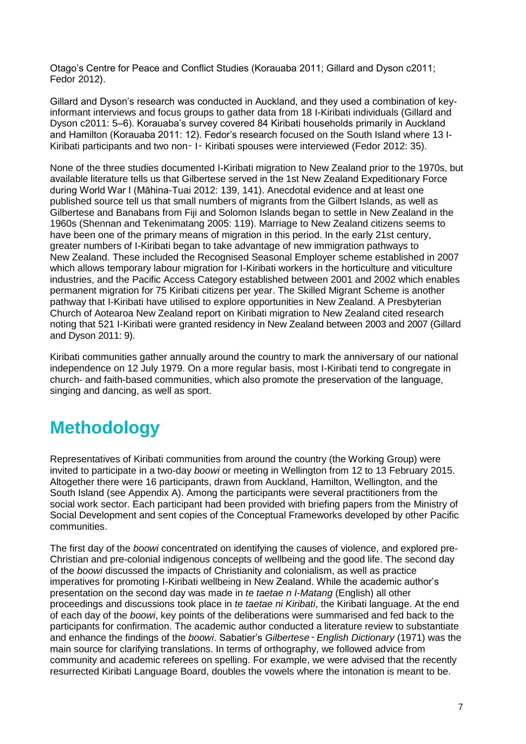Otago's Centre for Peace and Conflict Studies (Korauaba 2011; Gillard and Dyson c2011; Fedor 2012).

Gillard and Dyson's research was conducted in Auckland, and they used a combination of key-informant interviews and focus groups to gather data from 18 I-Kiribati individuals (Gillard and Dyson c2011: 5–6). Korauaba's survey covered 84 Kiribati households primarily in Auckland and Hamilton (Korauaba 2011: 12). Fedor's research focused on the South Island where 13 I-Kiribati participants and two non‑I‑Kiribati spouses were interviewed (Fedor 2012: 35).

None of the three studies documented I-Kiribati migration to New Zealand prior to the 1970s, but available literature tells us that Gilbertese served in the 1st New Zealand Expeditionary Force during World War I (Māhina-Tuai 2012: 139, 141). Anecdotal evidence and at least one published source tell us that small numbers of migrants from the Gilbert Islands, as well as Gilbertese and Banabans from Fiji and Solomon Islands began to settle in New Zealand in the 1960s (Shennan and Tekenimatang 2005: 119). Marriage to New Zealand citizens seems to have been one of the primary means of migration in this period. In the early 21st century, greater numbers of I-Kiribati began to take advantage of new immigration pathways to New Zealand. These included the Recognised Seasonal Employer scheme established in 2007 which allows temporary labour migration for I-Kiribati workers in the horticulture and viticulture industries, and the Pacific Access Category established between 2001 and 2002 which enables permanent migration for 75 Kiribati citizens per year. The Skilled Migrant Scheme is another pathway that I-Kiribati have utilised to explore opportunities in New Zealand. A Presbyterian Church of Aotearoa New Zealand report on Kiribati migration to New Zealand cited research noting that 521 I-Kiribati were granted residency in New Zealand between 2003 and 2007 (Gillard and Dyson 2011: 9).

Kiribati communities gather annually around the country to mark the anniversary of our national independence on 12 July 1979. On a more regular basis, most I-Kiribati tend to congregate in church- and faith-based communities, which also promote the preservation of the language, singing and dancing, as well as sport.

# Methodology

Representatives of Kiribati communities from around the country (the Working Group) were invited to participate in a two-day *boowi* or meeting in Wellington from 12 to 13 February 2015. Altogether there were 16 participants, drawn from Auckland, Hamilton, Wellington, and the South Island (see Appendix A). Among the participants were several practitioners from the social work sector. Each participant had been provided with briefing papers from the Ministry of Social Development and sent copies of the Conceptual Frameworks developed by other Pacific communities.

The first day of the *boowi* concentrated on identifying the causes of violence, and explored pre-Christian and pre-colonial indigenous concepts of wellbeing and the good life. The second day of the *boowi* discussed the impacts of Christianity and colonialism, as well as practice imperatives for promoting I-Kiribati wellbeing in New Zealand. While the academic author's presentation on the second day was made in *te taetae n I-Matang* (English) all other proceedings and discussions took place in *te taetae ni Kiribati*, the Kiribati language. At the end of each day of the *boowi*, key points of the deliberations were summarised and fed back to the participants for confirmation. The academic author conducted a literature review to substantiate and enhance the findings of the *boowi*. Sabatier's *Gilbertese‑English Dictionary* (1971) was the main source for clarifying translations. In terms of orthography, we followed advice from community and academic referees on spelling. For example, we were advised that the recently resurrected Kiribati Language Board, doubles the vowels where the intonation is meant to be.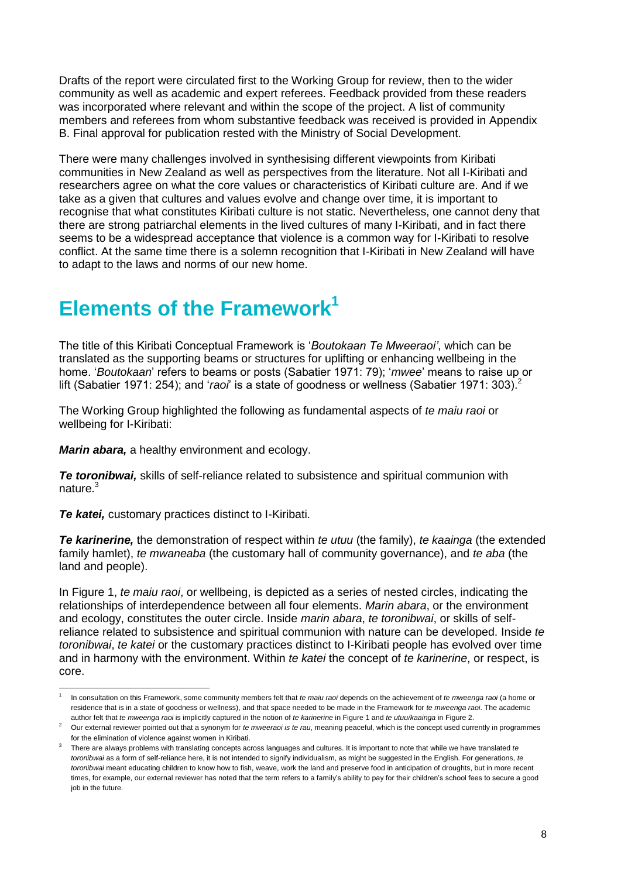Drafts of the report were circulated first to the Working Group for review, then to the wider community as well as academic and expert referees. Feedback provided from these readers was incorporated where relevant and within the scope of the project. A list of community members and referees from whom substantive feedback was received is provided in Appendix B. Final approval for publication rested with the Ministry of Social Development.

There were many challenges involved in synthesising different viewpoints from Kiribati communities in New Zealand as well as perspectives from the literature. Not all I-Kiribati and researchers agree on what the core values or characteristics of Kiribati culture are. And if we take as a given that cultures and values evolve and change over time, it is important to recognise that what constitutes Kiribati culture is not static. Nevertheless, one cannot deny that there are strong patriarchal elements in the lived cultures of many I-Kiribati, and in fact there seems to be a widespread acceptance that violence is a common way for I-Kiribati to resolve conflict. At the same time there is a solemn recognition that I-Kiribati in New Zealand will have to adapt to the laws and norms of our new home.

# Elements of the Framework[1]

The title of this Kiribati Conceptual Framework is '*Boutokaan Te Mweeraoi'*, which can be translated as the supporting beams or structures for uplifting or enhancing wellbeing in the home. '*Boutokaan*' refers to beams or posts (Sabatier 1971: 79); '*mwee*' means to raise up or lift (Sabatier 1971: 254); and '*raoi*' is a state of goodness or wellness (Sabatier 1971: 303).[2]

The Working Group highlighted the following as fundamental aspects of *te maiu raoi* or wellbeing for I-Kiribati:

***Marin abara,*** a healthy environment and ecology.

***Te toronibwai,*** skills of self-reliance related to subsistence and spiritual communion with nature.[3]

***Te katei,*** customary practices distinct to I-Kiribati.

***Te karinerine,*** the demonstration of respect within *te utuu* (the family), *te kaainga* (the extended family hamlet), *te mwaneaba* (the customary hall of community governance), and *te aba* (the land and people).

In Figure 1, *te maiu raoi*, or wellbeing, is depicted as a series of nested circles, indicating the relationships of interdependence between all four elements. *Marin abara*, or the environment and ecology, constitutes the outer circle. Inside *marin abara*, *te toronibwai*, or skills of self-reliance related to subsistence and spiritual communion with nature can be developed. Inside *te toronibwai*, *te katei* or the customary practices distinct to I-Kiribati people has evolved over time and in harmony with the environment. Within *te katei* the concept of *te karinerine*, or respect, is core.

---

[1] In consultation on this Framework, some community members felt that *te maiu raoi* depends on the achievement of *te mweenga raoi* (a home or residence that is in a state of goodness or wellness), and that space needed to be made in the Framework for *te mweenga raoi*. The academic author felt that *te mweenga raoi* is implicitly captured in the notion of *te karinerine* in Figure 1 and *te utuu/kaainga* in Figure 2.

[2] Our external reviewer pointed out that a synonym for *te mweeraoi is te rau*, meaning peaceful, which is the concept used currently in programmes for the elimination of violence against women in Kiribati.

[3] There are always problems with translating concepts across languages and cultures. It is important to note that while we have translated *te toronibwai* as a form of self-reliance here, it is not intended to signify individualism, as might be suggested in the English. For generations, *te toronibwai* meant educating children to know how to fish, weave, work the land and preserve food in anticipation of droughts, but in more recent times, for example, our external reviewer has noted that the term refers to a family's ability to pay for their children's school fees to secure a good job in the future.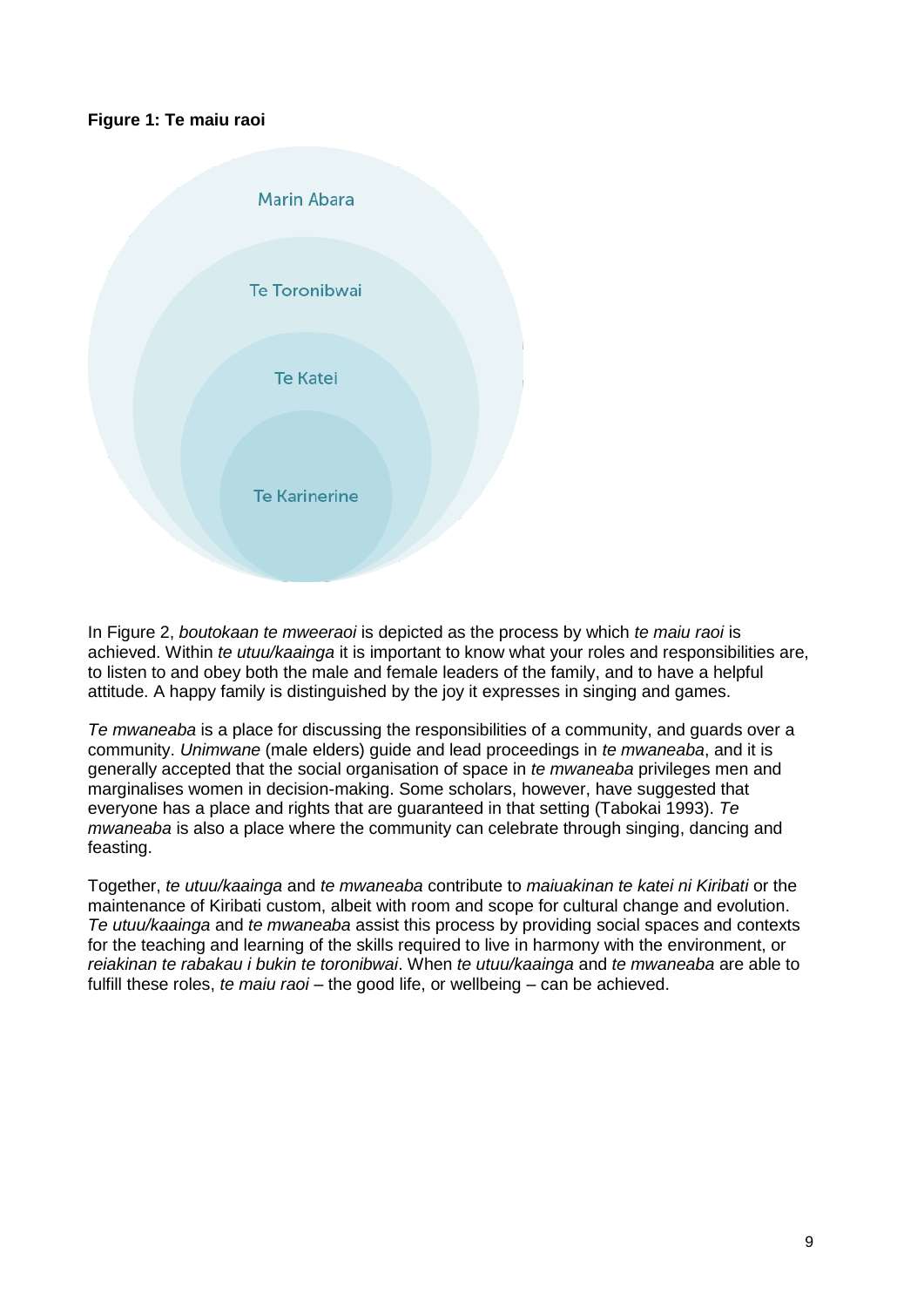**Figure 1: Te maiu raoi**

Marin Abara

Te Toronibwai

Te Katei

Te Karinerine

In Figure 2, *boutokaan te mweeraoi* is depicted as the process by which *te maiu raoi* is achieved. Within *te utuu/kaainga* it is important to know what your roles and responsibilities are, to listen to and obey both the male and female leaders of the family, and to have a helpful attitude. A happy family is distinguished by the joy it expresses in singing and games.

*Te mwaneaba* is a place for discussing the responsibilities of a community, and guards over a community. *Unimwane* (male elders) guide and lead proceedings in *te mwaneaba*, and it is generally accepted that the social organisation of space in *te mwaneaba* privileges men and marginalises women in decision-making. Some scholars, however, have suggested that everyone has a place and rights that are guaranteed in that setting (Tabokai 1993). *Te mwaneaba* is also a place where the community can celebrate through singing, dancing and feasting.

Together, *te utuu/kaainga* and *te mwaneaba* contribute to *maiuakinan te katei ni Kiribati* or the maintenance of Kiribati custom, albeit with room and scope for cultural change and evolution. *Te utuu/kaainga* and *te mwaneaba* assist this process by providing social spaces and contexts for the teaching and learning of the skills required to live in harmony with the environment, or *reiakinan te rabakau i bukin te toronibwai*. When *te utuu/kaainga* and *te mwaneaba* are able to fulfill these roles, *te maiu raoi* – the good life, or wellbeing – can be achieved.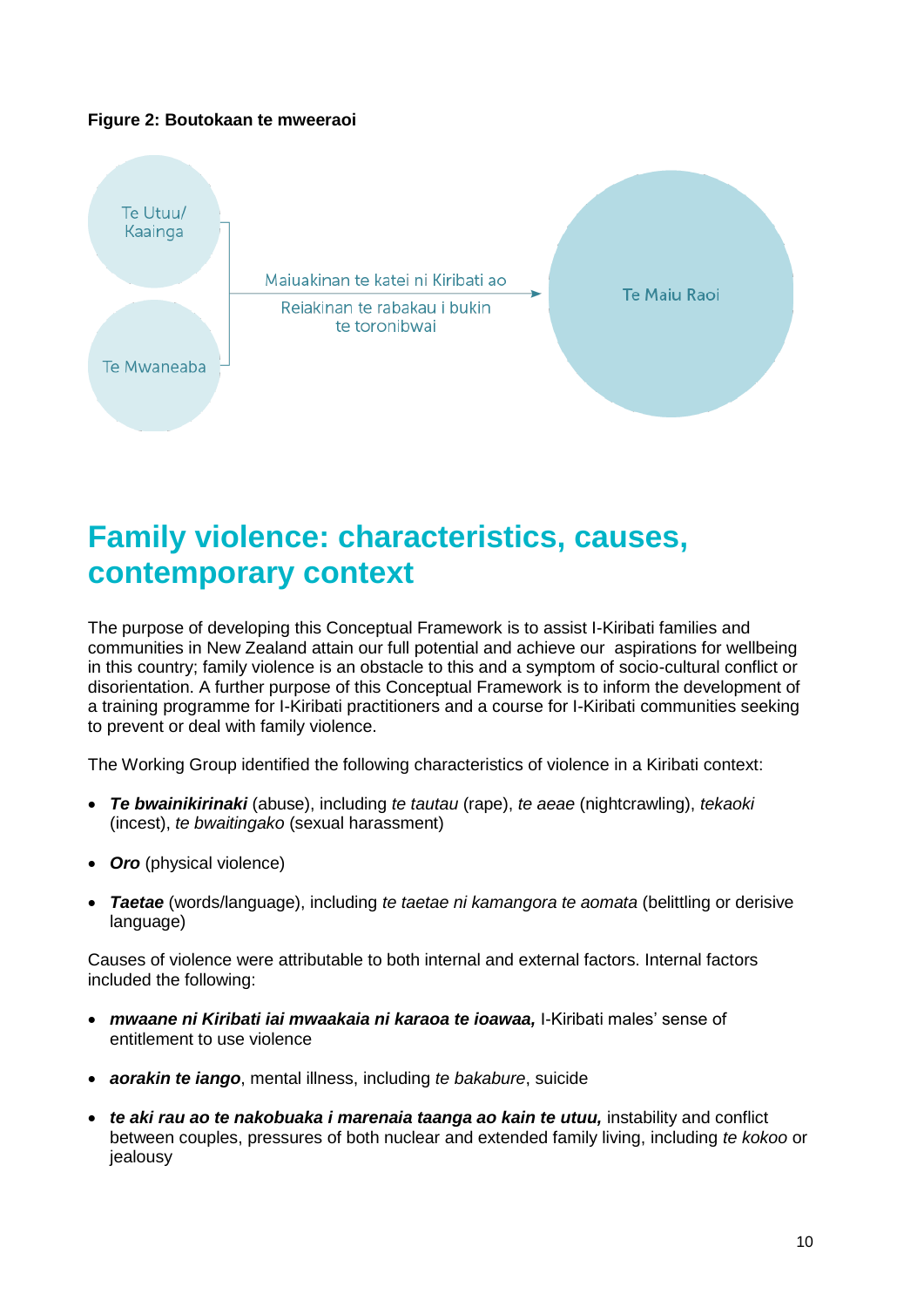**Figure 2: Boutokaan te mweeraoi**

Te Utuu/ Kaainga

Te Mwaneaba

Maiuakinan te katei ni Kiribati ao

Reiakinan te rabakau i bukin te toronibwai

Te Maiu Raoi

# Family violence: characteristics, causes, contemporary context

The purpose of developing this Conceptual Framework is to assist I-Kiribati families and communities in New Zealand attain our full potential and achieve our aspirations for wellbeing in this country; family violence is an obstacle to this and a symptom of socio-cultural conflict or disorientation. A further purpose of this Conceptual Framework is to inform the development of a training programme for I-Kiribati practitioners and a course for I-Kiribati communities seeking to prevent or deal with family violence.

The Working Group identified the following characteristics of violence in a Kiribati context:

- ***Te bwainikirinaki*** (abuse), including *te tautau* (rape), *te aeae* (nightcrawling), *tekaoki* (incest), *te bwaitingako* (sexual harassment)
- ***Oro*** (physical violence)
- ***Taetae*** (words/language), including *te taetae ni kamangora te aomata* (belittling or derisive language)

Causes of violence were attributable to both internal and external factors. Internal factors included the following:

- ***mwaane ni Kiribati iai mwaakaia ni karaoa te ioawaa,*** I-Kiribati males' sense of entitlement to use violence
- ***aorakin te iango***, mental illness, including *te bakabure*, suicide
- ***te aki rau ao te nakobuaka i marenaia taanga ao kain te utuu,*** instability and conflict between couples, pressures of both nuclear and extended family living, including *te kokoo* or jealousy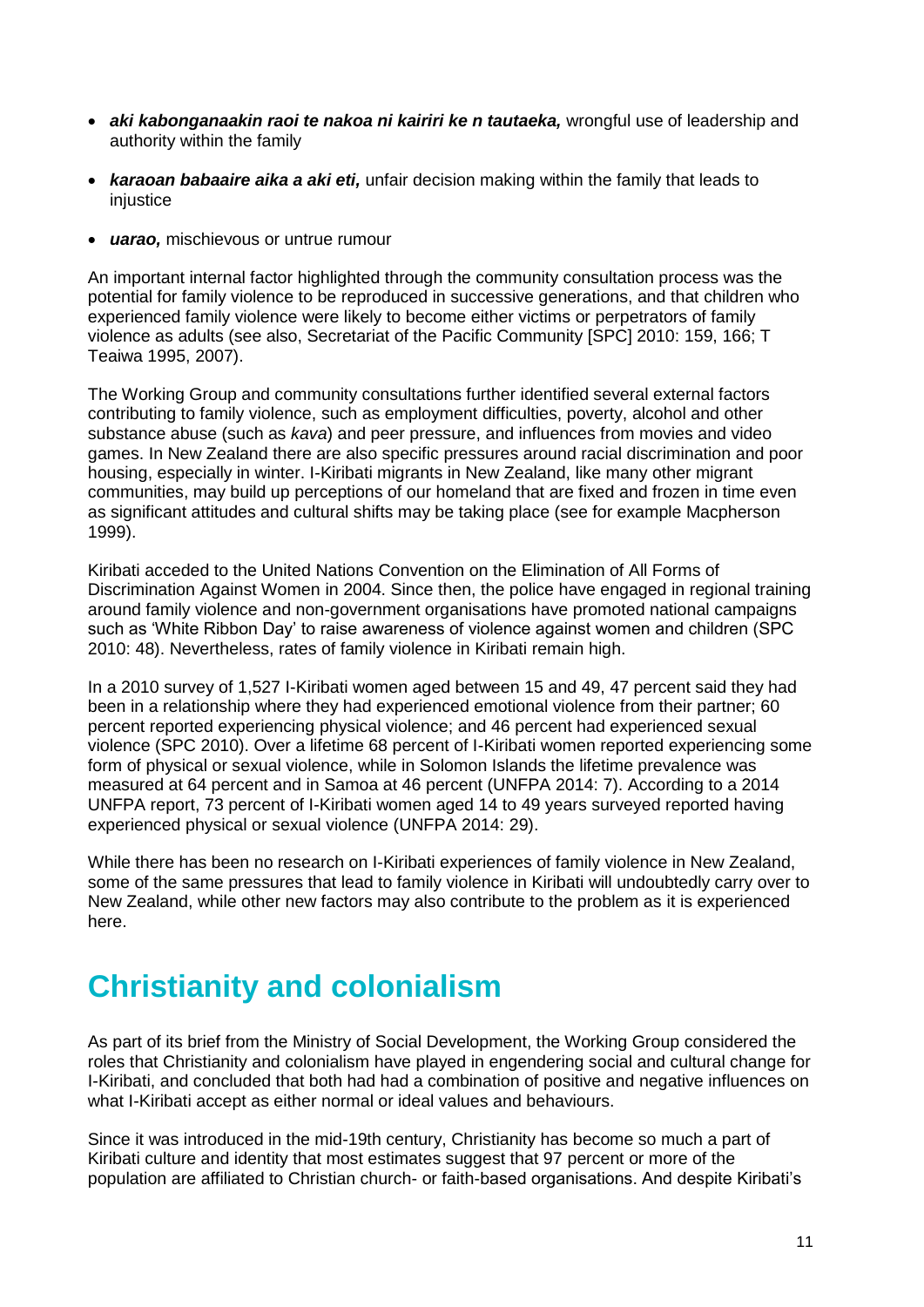- ***aki kabonganaakin raoi te nakoa ni kairiri ke n tautaeka,*** wrongful use of leadership and authority within the family
- ***karaoan babaaire aika a aki eti,*** unfair decision making within the family that leads to injustice
- ***uarao,*** mischievous or untrue rumour

An important internal factor highlighted through the community consultation process was the potential for family violence to be reproduced in successive generations, and that children who experienced family violence were likely to become either victims or perpetrators of family violence as adults (see also, Secretariat of the Pacific Community [SPC] 2010: 159, 166; T Teaiwa 1995, 2007).

The Working Group and community consultations further identified several external factors contributing to family violence, such as employment difficulties, poverty, alcohol and other substance abuse (such as *kava*) and peer pressure, and influences from movies and video games. In New Zealand there are also specific pressures around racial discrimination and poor housing, especially in winter. I-Kiribati migrants in New Zealand, like many other migrant communities, may build up perceptions of our homeland that are fixed and frozen in time even as significant attitudes and cultural shifts may be taking place (see for example Macpherson 1999).

Kiribati acceded to the United Nations Convention on the Elimination of All Forms of Discrimination Against Women in 2004. Since then, the police have engaged in regional training around family violence and non-government organisations have promoted national campaigns such as 'White Ribbon Day' to raise awareness of violence against women and children (SPC 2010: 48). Nevertheless, rates of family violence in Kiribati remain high.

In a 2010 survey of 1,527 I-Kiribati women aged between 15 and 49, 47 percent said they had been in a relationship where they had experienced emotional violence from their partner; 60 percent reported experiencing physical violence; and 46 percent had experienced sexual violence (SPC 2010). Over a lifetime 68 percent of I-Kiribati women reported experiencing some form of physical or sexual violence, while in Solomon Islands the lifetime prevalence was measured at 64 percent and in Samoa at 46 percent (UNFPA 2014: 7). According to a 2014 UNFPA report, 73 percent of I-Kiribati women aged 14 to 49 years surveyed reported having experienced physical or sexual violence (UNFPA 2014: 29).

While there has been no research on I-Kiribati experiences of family violence in New Zealand, some of the same pressures that lead to family violence in Kiribati will undoubtedly carry over to New Zealand, while other new factors may also contribute to the problem as it is experienced here.

# Christianity and colonialism

As part of its brief from the Ministry of Social Development, the Working Group considered the roles that Christianity and colonialism have played in engendering social and cultural change for I-Kiribati, and concluded that both had had a combination of positive and negative influences on what I-Kiribati accept as either normal or ideal values and behaviours.

Since it was introduced in the mid-19th century, Christianity has become so much a part of Kiribati culture and identity that most estimates suggest that 97 percent or more of the population are affiliated to Christian church- or faith-based organisations. And despite Kiribati's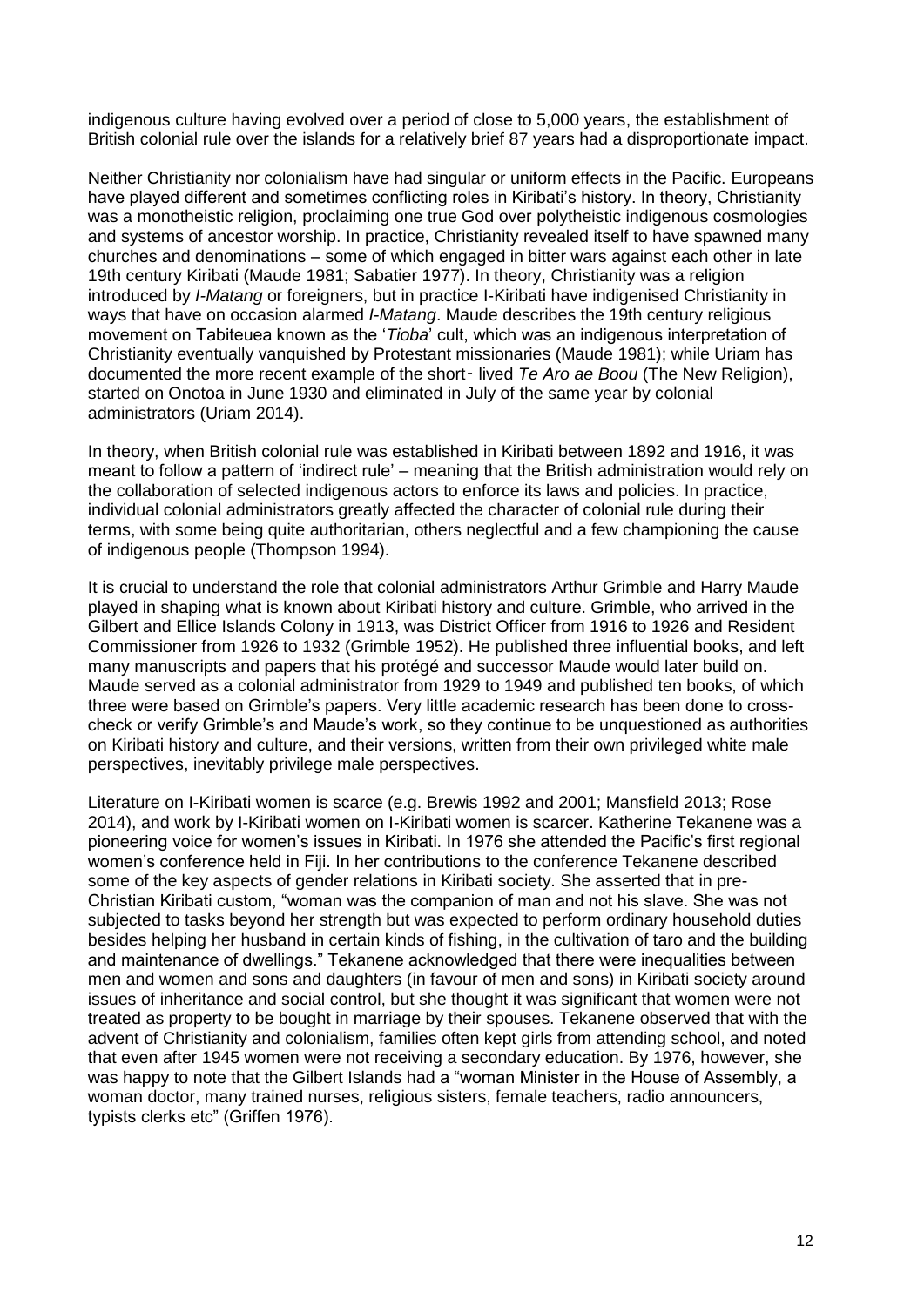indigenous culture having evolved over a period of close to 5,000 years, the establishment of British colonial rule over the islands for a relatively brief 87 years had a disproportionate impact.

Neither Christianity nor colonialism have had singular or uniform effects in the Pacific. Europeans have played different and sometimes conflicting roles in Kiribati's history. In theory, Christianity was a monotheistic religion, proclaiming one true God over polytheistic indigenous cosmologies and systems of ancestor worship. In practice, Christianity revealed itself to have spawned many churches and denominations – some of which engaged in bitter wars against each other in late 19th century Kiribati (Maude 1981; Sabatier 1977). In theory, Christianity was a religion introduced by *I-Matang* or foreigners, but in practice I-Kiribati have indigenised Christianity in ways that have on occasion alarmed *I-Matang*. Maude describes the 19th century religious movement on Tabiteuea known as the '*Tioba*' cult, which was an indigenous interpretation of Christianity eventually vanquished by Protestant missionaries (Maude 1981); while Uriam has documented the more recent example of the short- lived *Te Aro ae Boou* (The New Religion), started on Onotoa in June 1930 and eliminated in July of the same year by colonial administrators (Uriam 2014).

In theory, when British colonial rule was established in Kiribati between 1892 and 1916, it was meant to follow a pattern of 'indirect rule' – meaning that the British administration would rely on the collaboration of selected indigenous actors to enforce its laws and policies. In practice, individual colonial administrators greatly affected the character of colonial rule during their terms, with some being quite authoritarian, others neglectful and a few championing the cause of indigenous people (Thompson 1994).

It is crucial to understand the role that colonial administrators Arthur Grimble and Harry Maude played in shaping what is known about Kiribati history and culture. Grimble, who arrived in the Gilbert and Ellice Islands Colony in 1913, was District Officer from 1916 to 1926 and Resident Commissioner from 1926 to 1932 (Grimble 1952). He published three influential books, and left many manuscripts and papers that his protégé and successor Maude would later build on. Maude served as a colonial administrator from 1929 to 1949 and published ten books, of which three were based on Grimble's papers. Very little academic research has been done to cross-check or verify Grimble's and Maude's work, so they continue to be unquestioned as authorities on Kiribati history and culture, and their versions, written from their own privileged white male perspectives, inevitably privilege male perspectives.

Literature on I-Kiribati women is scarce (e.g. Brewis 1992 and 2001; Mansfield 2013; Rose 2014), and work by I-Kiribati women on I-Kiribati women is scarcer. Katherine Tekanene was a pioneering voice for women's issues in Kiribati. In 1976 she attended the Pacific's first regional women's conference held in Fiji. In her contributions to the conference Tekanene described some of the key aspects of gender relations in Kiribati society. She asserted that in pre-Christian Kiribati custom, "woman was the companion of man and not his slave. She was not subjected to tasks beyond her strength but was expected to perform ordinary household duties besides helping her husband in certain kinds of fishing, in the cultivation of taro and the building and maintenance of dwellings." Tekanene acknowledged that there were inequalities between men and women and sons and daughters (in favour of men and sons) in Kiribati society around issues of inheritance and social control, but she thought it was significant that women were not treated as property to be bought in marriage by their spouses. Tekanene observed that with the advent of Christianity and colonialism, families often kept girls from attending school, and noted that even after 1945 women were not receiving a secondary education. By 1976, however, she was happy to note that the Gilbert Islands had a "woman Minister in the House of Assembly, a woman doctor, many trained nurses, religious sisters, female teachers, radio announcers, typists clerks etc" (Griffen 1976).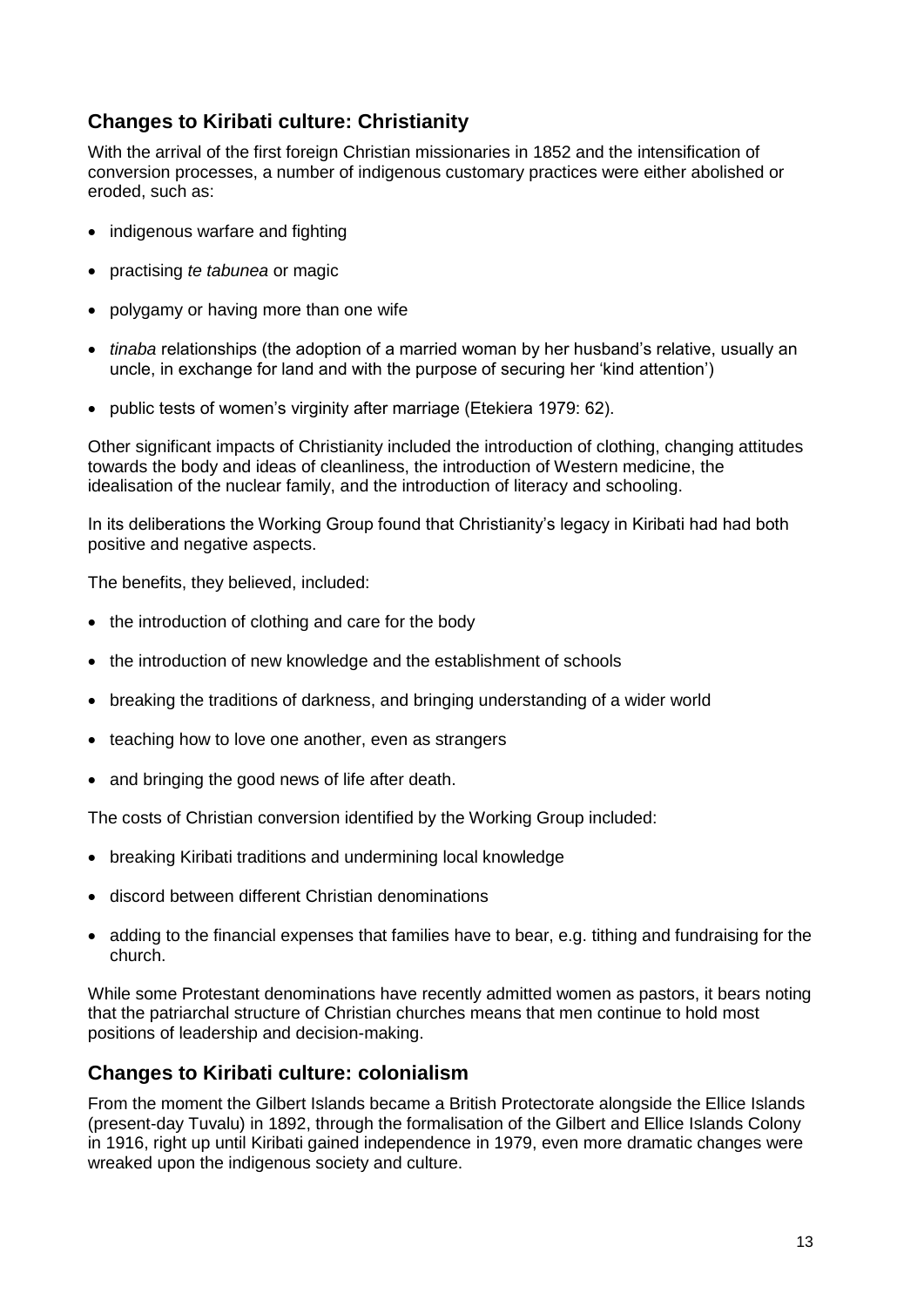## Changes to Kiribati culture: Christianity

With the arrival of the first foreign Christian missionaries in 1852 and the intensification of conversion processes, a number of indigenous customary practices were either abolished or eroded, such as:

- indigenous warfare and fighting
- practising *te tabunea* or magic
- polygamy or having more than one wife
- *tinaba* relationships (the adoption of a married woman by her husband's relative, usually an uncle, in exchange for land and with the purpose of securing her 'kind attention')
- public tests of women's virginity after marriage (Etekiera 1979: 62).

Other significant impacts of Christianity included the introduction of clothing, changing attitudes towards the body and ideas of cleanliness, the introduction of Western medicine, the idealisation of the nuclear family, and the introduction of literacy and schooling.

In its deliberations the Working Group found that Christianity's legacy in Kiribati had had both positive and negative aspects.

The benefits, they believed, included:

- the introduction of clothing and care for the body
- the introduction of new knowledge and the establishment of schools
- breaking the traditions of darkness, and bringing understanding of a wider world
- teaching how to love one another, even as strangers
- and bringing the good news of life after death.

The costs of Christian conversion identified by the Working Group included:

- breaking Kiribati traditions and undermining local knowledge
- discord between different Christian denominations
- adding to the financial expenses that families have to bear, e.g. tithing and fundraising for the church.

While some Protestant denominations have recently admitted women as pastors, it bears noting that the patriarchal structure of Christian churches means that men continue to hold most positions of leadership and decision-making.

## Changes to Kiribati culture: colonialism

From the moment the Gilbert Islands became a British Protectorate alongside the Ellice Islands (present-day Tuvalu) in 1892, through the formalisation of the Gilbert and Ellice Islands Colony in 1916, right up until Kiribati gained independence in 1979, even more dramatic changes were wreaked upon the indigenous society and culture.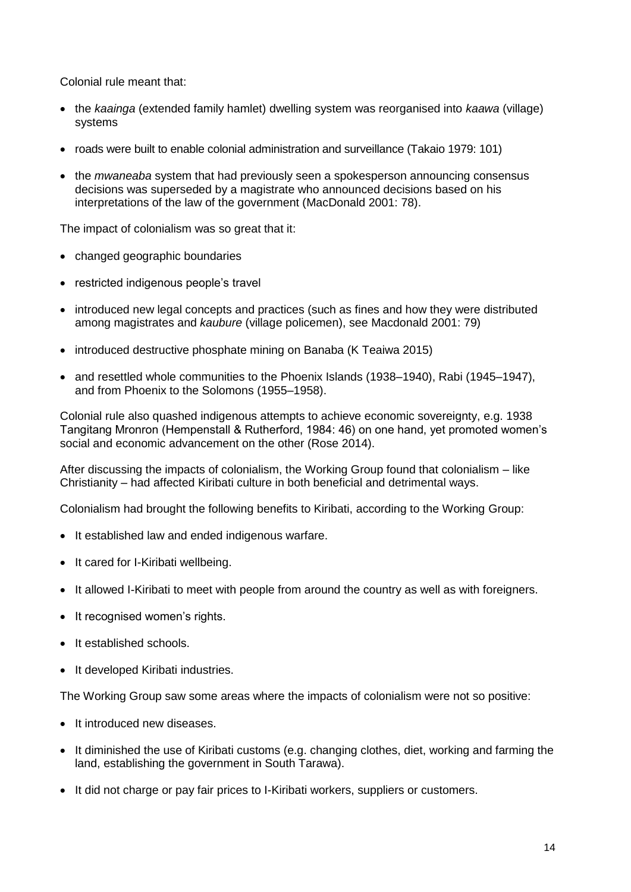Colonial rule meant that:

- the *kaainga* (extended family hamlet) dwelling system was reorganised into *kaawa* (village) systems
- roads were built to enable colonial administration and surveillance (Takaio 1979: 101)
- the *mwaneaba* system that had previously seen a spokesperson announcing consensus decisions was superseded by a magistrate who announced decisions based on his interpretations of the law of the government (MacDonald 2001: 78).

The impact of colonialism was so great that it:

- changed geographic boundaries
- restricted indigenous people's travel
- introduced new legal concepts and practices (such as fines and how they were distributed among magistrates and *kaubure* (village policemen), see Macdonald 2001: 79)
- introduced destructive phosphate mining on Banaba (K Teaiwa 2015)
- and resettled whole communities to the Phoenix Islands (1938–1940), Rabi (1945–1947), and from Phoenix to the Solomons (1955–1958).

Colonial rule also quashed indigenous attempts to achieve economic sovereignty, e.g. 1938 Tangitang Mronron (Hempenstall & Rutherford, 1984: 46) on one hand, yet promoted women's social and economic advancement on the other (Rose 2014).

After discussing the impacts of colonialism, the Working Group found that colonialism – like Christianity – had affected Kiribati culture in both beneficial and detrimental ways.

Colonialism had brought the following benefits to Kiribati, according to the Working Group:

- It established law and ended indigenous warfare.
- It cared for I-Kiribati wellbeing.
- It allowed I-Kiribati to meet with people from around the country as well as with foreigners.
- It recognised women's rights.
- It established schools.
- It developed Kiribati industries.

The Working Group saw some areas where the impacts of colonialism were not so positive:

- It introduced new diseases.
- It diminished the use of Kiribati customs (e.g. changing clothes, diet, working and farming the land, establishing the government in South Tarawa).
- It did not charge or pay fair prices to I-Kiribati workers, suppliers or customers.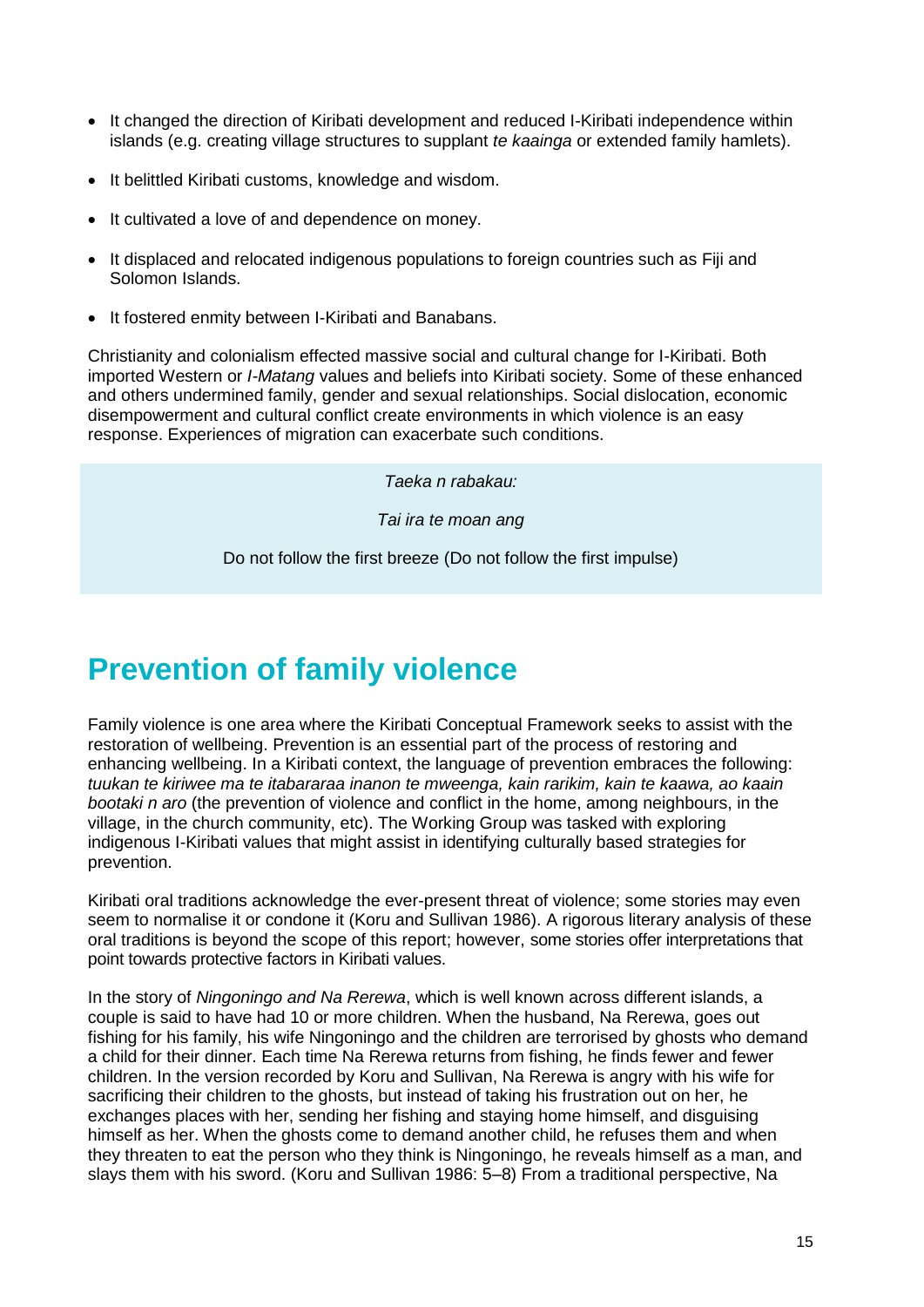- It changed the direction of Kiribati development and reduced I-Kiribati independence within islands (e.g. creating village structures to supplant *te kaainga* or extended family hamlets).
- It belittled Kiribati customs, knowledge and wisdom.
- It cultivated a love of and dependence on money.
- It displaced and relocated indigenous populations to foreign countries such as Fiji and Solomon Islands.
- It fostered enmity between I-Kiribati and Banabans.

Christianity and colonialism effected massive social and cultural change for I-Kiribati. Both imported Western or *I-Matang* values and beliefs into Kiribati society. Some of these enhanced and others undermined family, gender and sexual relationships. Social dislocation, economic disempowerment and cultural conflict create environments in which violence is an easy response. Experiences of migration can exacerbate such conditions.

> *Taeka n rabakau:*
>
> *Tai ira te moan ang*
>
> Do not follow the first breeze (Do not follow the first impulse)

# Prevention of family violence

Family violence is one area where the Kiribati Conceptual Framework seeks to assist with the restoration of wellbeing. Prevention is an essential part of the process of restoring and enhancing wellbeing. In a Kiribati context, the language of prevention embraces the following: *tuukan te kiriwee ma te itabararaa inanon te mweenga, kain rarikim, kain te kaawa, ao kaain bootaki n aro* (the prevention of violence and conflict in the home, among neighbours, in the village, in the church community, etc). The Working Group was tasked with exploring indigenous I-Kiribati values that might assist in identifying culturally based strategies for prevention.

Kiribati oral traditions acknowledge the ever-present threat of violence; some stories may even seem to normalise it or condone it (Koru and Sullivan 1986). A rigorous literary analysis of these oral traditions is beyond the scope of this report; however, some stories offer interpretations that point towards protective factors in Kiribati values.

In the story of *Ningoningo and Na Rerewa*, which is well known across different islands, a couple is said to have had 10 or more children. When the husband, Na Rerewa, goes out fishing for his family, his wife Ningoningo and the children are terrorised by ghosts who demand a child for their dinner. Each time Na Rerewa returns from fishing, he finds fewer and fewer children. In the version recorded by Koru and Sullivan, Na Rerewa is angry with his wife for sacrificing their children to the ghosts, but instead of taking his frustration out on her, he exchanges places with her, sending her fishing and staying home himself, and disguising himself as her. When the ghosts come to demand another child, he refuses them and when they threaten to eat the person who they think is Ningoningo, he reveals himself as a man, and slays them with his sword. (Koru and Sullivan 1986: 5–8) From a traditional perspective, Na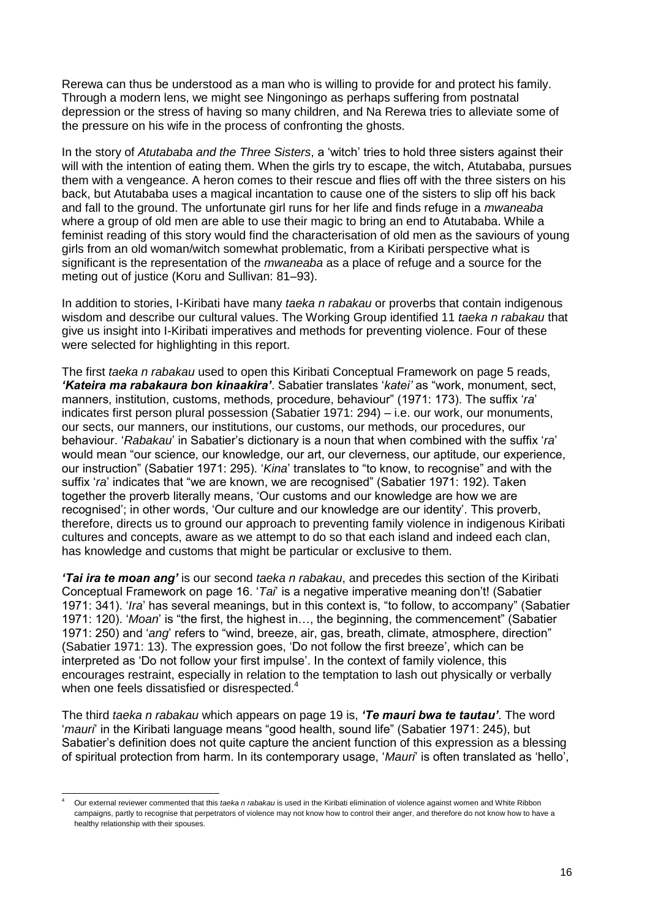Rerewa can thus be understood as a man who is willing to provide for and protect his family. Through a modern lens, we might see Ningoningo as perhaps suffering from postnatal depression or the stress of having so many children, and Na Rerewa tries to alleviate some of the pressure on his wife in the process of confronting the ghosts.

In the story of *Atutababa and the Three Sisters*, a 'witch' tries to hold three sisters against their will with the intention of eating them. When the girls try to escape, the witch, Atutababa, pursues them with a vengeance. A heron comes to their rescue and flies off with the three sisters on his back, but Atutababa uses a magical incantation to cause one of the sisters to slip off his back and fall to the ground. The unfortunate girl runs for her life and finds refuge in a *mwaneaba* where a group of old men are able to use their magic to bring an end to Atutababa. While a feminist reading of this story would find the characterisation of old men as the saviours of young girls from an old woman/witch somewhat problematic, from a Kiribati perspective what is significant is the representation of the *mwaneaba* as a place of refuge and a source for the meting out of justice (Koru and Sullivan: 81–93).

In addition to stories, I-Kiribati have many *taeka n rabakau* or proverbs that contain indigenous wisdom and describe our cultural values. The Working Group identified 11 *taeka n rabakau* that give us insight into I-Kiribati imperatives and methods for preventing violence. Four of these were selected for highlighting in this report.

The first *taeka n rabakau* used to open this Kiribati Conceptual Framework on page 5 reads, ***'Kateira ma rabakaura bon kinaakira'***. Sabatier translates '*katei'* as "work, monument, sect, manners, institution, customs, methods, procedure, behaviour" (1971: 173). The suffix '*ra*' indicates first person plural possession (Sabatier 1971: 294) – i.e. our work, our monuments, our sects, our manners, our institutions, our customs, our methods, our procedures, our behaviour. '*Rabakau*' in Sabatier's dictionary is a noun that when combined with the suffix '*ra*' would mean "our science, our knowledge, our art, our cleverness, our aptitude, our experience, our instruction" (Sabatier 1971: 295). '*Kina*' translates to "to know, to recognise" and with the suffix '*ra*' indicates that "we are known, we are recognised" (Sabatier 1971: 192). Taken together the proverb literally means, 'Our customs and our knowledge are how we are recognised'; in other words, 'Our culture and our knowledge are our identity'. This proverb, therefore, directs us to ground our approach to preventing family violence in indigenous Kiribati cultures and concepts, aware as we attempt to do so that each island and indeed each clan, has knowledge and customs that might be particular or exclusive to them.

***'Tai ira te moan ang'*** is our second *taeka n rabakau*, and precedes this section of the Kiribati Conceptual Framework on page 16. '*Tai*' is a negative imperative meaning don't! (Sabatier 1971: 341). '*Ira*' has several meanings, but in this context is, "to follow, to accompany" (Sabatier 1971: 120). '*Moan*' is "the first, the highest in…, the beginning, the commencement" (Sabatier 1971: 250) and '*ang*' refers to "wind, breeze, air, gas, breath, climate, atmosphere, direction" (Sabatier 1971: 13). The expression goes, 'Do not follow the first breeze', which can be interpreted as 'Do not follow your first impulse'. In the context of family violence, this encourages restraint, especially in relation to the temptation to lash out physically or verbally when one feels dissatisfied or disrespected.[4]

The third *taeka n rabakau* which appears on page 19 is, ***'Te mauri bwa te tautau'***. The word '*mauri*' in the Kiribati language means "good health, sound life" (Sabatier 1971: 245), but Sabatier's definition does not quite capture the ancient function of this expression as a blessing of spiritual protection from harm. In its contemporary usage, '*Mauri*' is often translated as 'hello',

[4] Our external reviewer commented that this *taeka n rabakau* is used in the Kiribati elimination of violence against women and White Ribbon campaigns, partly to recognise that perpetrators of violence may not know how to control their anger, and therefore do not know how to have a healthy relationship with their spouses.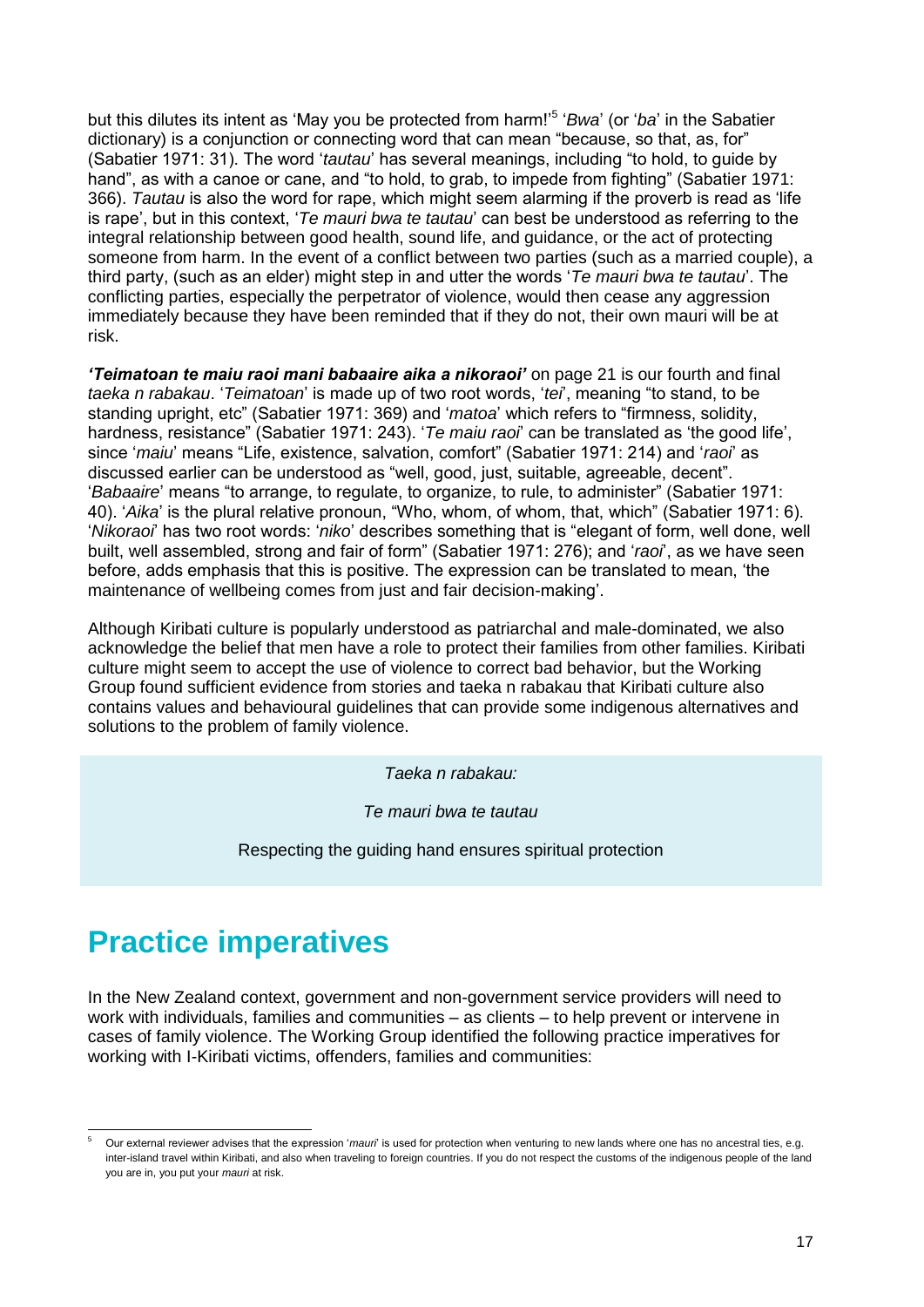but this dilutes its intent as 'May you be protected from harm!'[5] '*Bwa*' (or '*ba*' in the Sabatier dictionary) is a conjunction or connecting word that can mean "because, so that, as, for" (Sabatier 1971: 31). The word '*tautau*' has several meanings, including "to hold, to guide by hand", as with a canoe or cane, and "to hold, to grab, to impede from fighting" (Sabatier 1971: 366). *Tautau* is also the word for rape, which might seem alarming if the proverb is read as 'life is rape', but in this context, '*Te mauri bwa te tautau*' can best be understood as referring to the integral relationship between good health, sound life, and guidance, or the act of protecting someone from harm. In the event of a conflict between two parties (such as a married couple), a third party, (such as an elder) might step in and utter the words '*Te mauri bwa te tautau*'. The conflicting parties, especially the perpetrator of violence, would then cease any aggression immediately because they have been reminded that if they do not, their own mauri will be at risk.

***'Teimatoan te maiu raoi mani babaaire aika a nikoraoi'*** on page 21 is our fourth and final *taeka n rabakau*. '*Teimatoan*' is made up of two root words, '*tei*', meaning "to stand, to be standing upright, etc" (Sabatier 1971: 369) and '*matoa*' which refers to "firmness, solidity, hardness, resistance" (Sabatier 1971: 243). '*Te maiu raoi*' can be translated as 'the good life', since '*maiu*' means "Life, existence, salvation, comfort" (Sabatier 1971: 214) and '*raoi*' as discussed earlier can be understood as "well, good, just, suitable, agreeable, decent". '*Babaaire*' means "to arrange, to regulate, to organize, to rule, to administer" (Sabatier 1971: 40). '*Aika*' is the plural relative pronoun, "Who, whom, of whom, that, which" (Sabatier 1971: 6). '*Nikoraoi*' has two root words: '*niko*' describes something that is "elegant of form, well done, well built, well assembled, strong and fair of form" (Sabatier 1971: 276); and '*raoi*', as we have seen before, adds emphasis that this is positive. The expression can be translated to mean, 'the maintenance of wellbeing comes from just and fair decision-making'.

Although Kiribati culture is popularly understood as patriarchal and male-dominated, we also acknowledge the belief that men have a role to protect their families from other families. Kiribati culture might seem to accept the use of violence to correct bad behavior, but the Working Group found sufficient evidence from stories and taeka n rabakau that Kiribati culture also contains values and behavioural guidelines that can provide some indigenous alternatives and solutions to the problem of family violence.

> *Taeka n rabakau:*
>
> *Te mauri bwa te tautau*
>
> Respecting the guiding hand ensures spiritual protection

# Practice imperatives

In the New Zealand context, government and non-government service providers will need to work with individuals, families and communities – as clients – to help prevent or intervene in cases of family violence. The Working Group identified the following practice imperatives for working with I-Kiribati victims, offenders, families and communities:

[5] Our external reviewer advises that the expression '*mauri*' is used for protection when venturing to new lands where one has no ancestral ties, e.g. inter-island travel within Kiribati, and also when traveling to foreign countries. If you do not respect the customs of the indigenous people of the land you are in, you put your *mauri* at risk.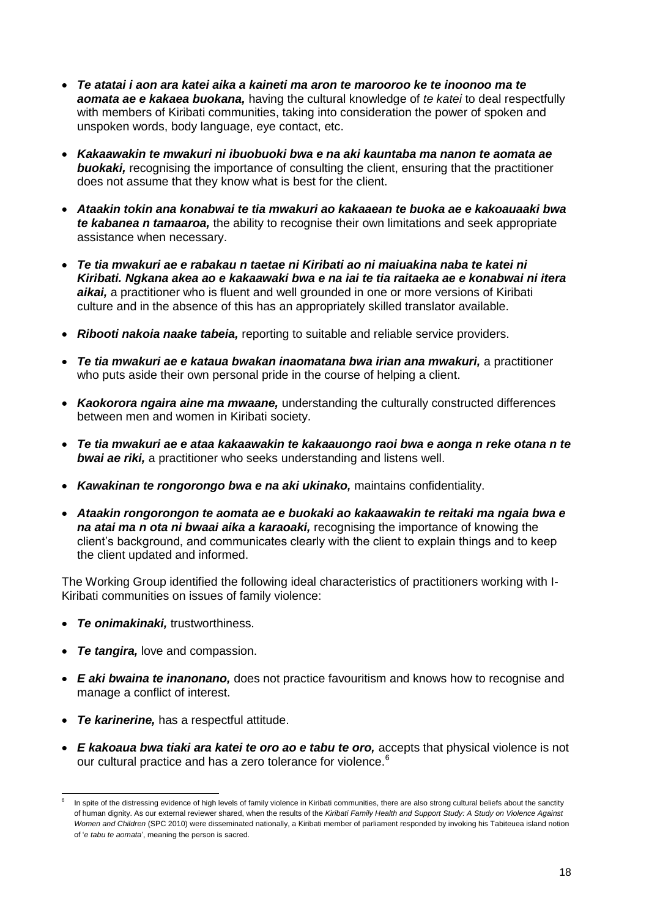- ***Te atatai i aon ara katei aika a kaineti ma aron te marooroo ke te inoonoo ma te aomata ae e kakaea buokana,*** having the cultural knowledge of *te katei* to deal respectfully with members of Kiribati communities, taking into consideration the power of spoken and unspoken words, body language, eye contact, etc.

- ***Kakaawakin te mwakuri ni ibuobuoki bwa e na aki kauntaba ma nanon te aomata ae buokaki,*** recognising the importance of consulting the client, ensuring that the practitioner does not assume that they know what is best for the client.

- ***Ataakin tokin ana konabwai te tia mwakuri ao kakaaean te buoka ae e kakoauaaki bwa te kabanea n tamaaroa,*** the ability to recognise their own limitations and seek appropriate assistance when necessary.

- ***Te tia mwakuri ae e rabakau n taetae ni Kiribati ao ni maiuakina naba te katei ni Kiribati. Ngkana akea ao e kakaawaki bwa e na iai te tia raitaeka ae e konabwai ni itera aikai,*** a practitioner who is fluent and well grounded in one or more versions of Kiribati culture and in the absence of this has an appropriately skilled translator available.

- ***Ribooti nakoia naake tabeia,*** reporting to suitable and reliable service providers.

- ***Te tia mwakuri ae e kataua bwakan inaomatana bwa irian ana mwakuri,*** a practitioner who puts aside their own personal pride in the course of helping a client.

- ***Kaokorora ngaira aine ma mwaane,*** understanding the culturally constructed differences between men and women in Kiribati society.

- ***Te tia mwakuri ae e ataa kakaawakin te kakaauongo raoi bwa e aonga n reke otana n te bwai ae riki,*** a practitioner who seeks understanding and listens well.

- ***Kawakinan te rongorongo bwa e na aki ukinako,*** maintains confidentiality.

- ***Ataakin rongorongon te aomata ae e buokaki ao kakaawakin te reitaki ma ngaia bwa e na atai ma n ota ni bwaai aika a karaoaki,*** recognising the importance of knowing the client's background, and communicates clearly with the client to explain things and to keep the client updated and informed.

The Working Group identified the following ideal characteristics of practitioners working with I-Kiribati communities on issues of family violence:

- ***Te onimakinaki,*** trustworthiness.

- ***Te tangira,*** love and compassion.

- ***E aki bwaina te inanonano,*** does not practice favouritism and knows how to recognise and manage a conflict of interest.

- ***Te karinerine,*** has a respectful attitude.

- ***E kakoaua bwa tiaki ara katei te oro ao e tabu te oro,*** accepts that physical violence is not our cultural practice and has a zero tolerance for violence.[6]

---

[6] In spite of the distressing evidence of high levels of family violence in Kiribati communities, there are also strong cultural beliefs about the sanctity of human dignity. As our external reviewer shared, when the results of the *Kiribati Family Health and Support Study: A Study on Violence Against Women and Children* (SPC 2010) were disseminated nationally, a Kiribati member of parliament responded by invoking his Tabiteuea island notion of '*e tabu te aomata*', meaning the person is sacred.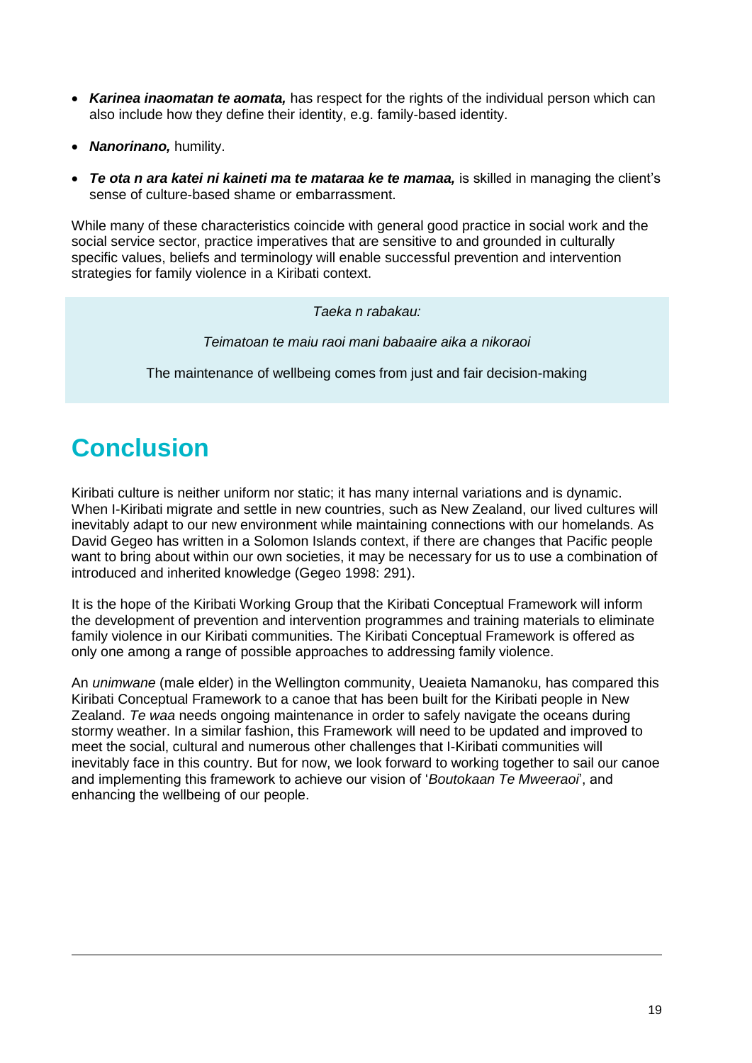- ***Karinea inaomatan te aomata,*** has respect for the rights of the individual person which can also include how they define their identity, e.g. family-based identity.
- ***Nanorinano,*** humility.
- ***Te ota n ara katei ni kaineti ma te mataraa ke te mamaa,*** is skilled in managing the client's sense of culture-based shame or embarrassment.

While many of these characteristics coincide with general good practice in social work and the social service sector, practice imperatives that are sensitive to and grounded in culturally specific values, beliefs and terminology will enable successful prevention and intervention strategies for family violence in a Kiribati context.

> *Taeka n rabakau:*
>
> *Teimatoan te maiu raoi mani babaaire aika a nikoraoi*
>
> The maintenance of wellbeing comes from just and fair decision-making

# Conclusion

Kiribati culture is neither uniform nor static; it has many internal variations and is dynamic. When I-Kiribati migrate and settle in new countries, such as New Zealand, our lived cultures will inevitably adapt to our new environment while maintaining connections with our homelands. As David Gegeo has written in a Solomon Islands context, if there are changes that Pacific people want to bring about within our own societies, it may be necessary for us to use a combination of introduced and inherited knowledge (Gegeo 1998: 291).

It is the hope of the Kiribati Working Group that the Kiribati Conceptual Framework will inform the development of prevention and intervention programmes and training materials to eliminate family violence in our Kiribati communities. The Kiribati Conceptual Framework is offered as only one among a range of possible approaches to addressing family violence.

An *unimwane* (male elder) in the Wellington community, Ueaieta Namanoku, has compared this Kiribati Conceptual Framework to a canoe that has been built for the Kiribati people in New Zealand. *Te waa* needs ongoing maintenance in order to safely navigate the oceans during stormy weather. In a similar fashion, this Framework will need to be updated and improved to meet the social, cultural and numerous other challenges that I-Kiribati communities will inevitably face in this country. But for now, we look forward to working together to sail our canoe and implementing this framework to achieve our vision of '*Boutokaan Te Mweeraoi*', and enhancing the wellbeing of our people.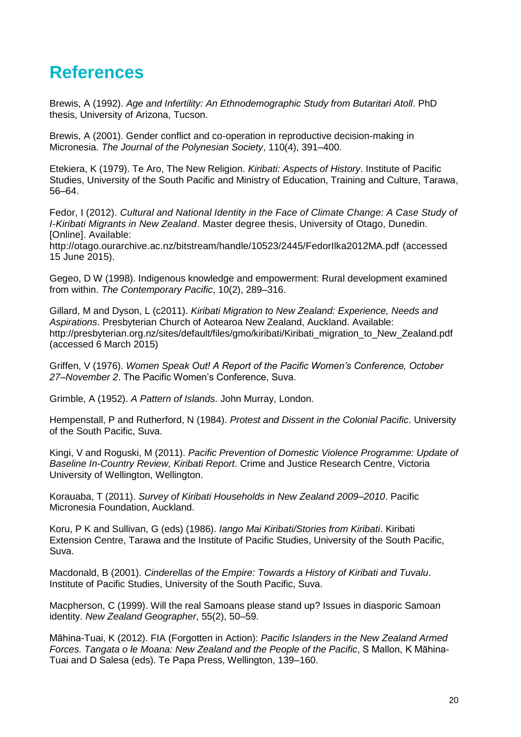# References

Brewis, A (1992). *Age and Infertility: An Ethnodemographic Study from Butaritari Atoll*. PhD thesis, University of Arizona, Tucson.

Brewis, A (2001). Gender conflict and co-operation in reproductive decision-making in Micronesia. *The Journal of the Polynesian Society*, 110(4), 391–400.

Etekiera, K (1979). Te Aro, The New Religion. *Kiribati: Aspects of History*. Institute of Pacific Studies, University of the South Pacific and Ministry of Education, Training and Culture, Tarawa, 56–64.

Fedor, I (2012). *Cultural and National Identity in the Face of Climate Change: A Case Study of I-Kiribati Migrants in New Zealand*. Master degree thesis, University of Otago, Dunedin. [Online]. Available: http://otago.ourarchive.ac.nz/bitstream/handle/10523/2445/FedorIlka2012MA.pdf (accessed 15 June 2015).

Gegeo, D W (1998). Indigenous knowledge and empowerment: Rural development examined from within. *The Contemporary Pacific*, 10(2), 289–316.

Gillard, M and Dyson, L (c2011). *Kiribati Migration to New Zealand: Experience, Needs and Aspirations*. Presbyterian Church of Aotearoa New Zealand, Auckland. Available: http://presbyterian.org.nz/sites/default/files/gmo/kiribati/Kiribati_migration_to_New_Zealand.pdf (accessed 6 March 2015)

Griffen, V (1976). *Women Speak Out! A Report of the Pacific Women's Conference, October 27–November 2*. The Pacific Women's Conference, Suva.

Grimble, A (1952). *A Pattern of Islands*. John Murray, London.

Hempenstall, P and Rutherford, N (1984). *Protest and Dissent in the Colonial Pacific*. University of the South Pacific, Suva.

Kingi, V and Roguski, M (2011). *Pacific Prevention of Domestic Violence Programme: Update of Baseline In-Country Review, Kiribati Report*. Crime and Justice Research Centre, Victoria University of Wellington, Wellington.

Korauaba, T (2011). *Survey of Kiribati Households in New Zealand 2009–2010*. Pacific Micronesia Foundation, Auckland.

Koru, P K and Sullivan, G (eds) (1986). *Iango Mai Kiribati/Stories from Kiribati*. Kiribati Extension Centre, Tarawa and the Institute of Pacific Studies, University of the South Pacific, Suva.

Macdonald, B (2001). *Cinderellas of the Empire: Towards a History of Kiribati and Tuvalu*. Institute of Pacific Studies, University of the South Pacific, Suva.

Macpherson, C (1999). Will the real Samoans please stand up? Issues in diasporic Samoan identity. *New Zealand Geographer*, 55(2), 50–59.

Māhina-Tuai, K (2012). FIA (Forgotten in Action): *Pacific Islanders in the New Zealand Armed Forces. Tangata o le Moana: New Zealand and the People of the Pacific*, S Mallon, K Māhina-Tuai and D Salesa (eds). Te Papa Press, Wellington, 139–160.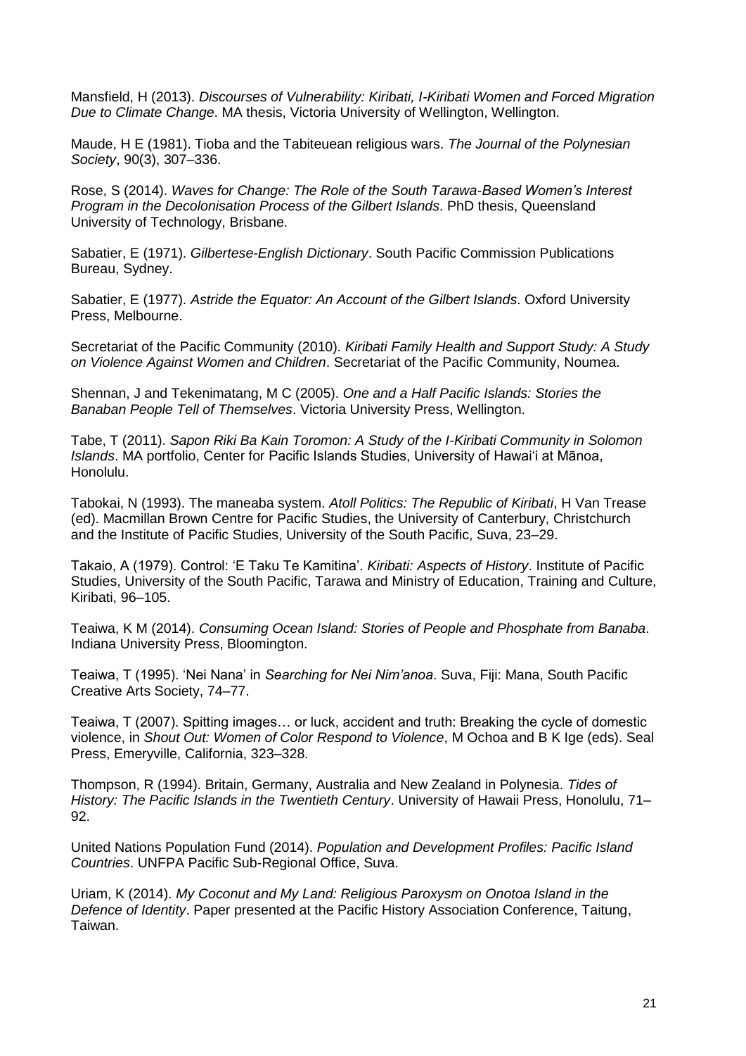Mansfield, H (2013). *Discourses of Vulnerability: Kiribati, I-Kiribati Women and Forced Migration Due to Climate Change*. MA thesis, Victoria University of Wellington, Wellington.

Maude, H E (1981). Tioba and the Tabiteuean religious wars. *The Journal of the Polynesian Society*, 90(3), 307–336.

Rose, S (2014). *Waves for Change: The Role of the South Tarawa-Based Women's Interest Program in the Decolonisation Process of the Gilbert Islands*. PhD thesis, Queensland University of Technology, Brisbane.

Sabatier, E (1971). *Gilbertese-English Dictionary*. South Pacific Commission Publications Bureau, Sydney.

Sabatier, E (1977). *Astride the Equator: An Account of the Gilbert Islands*. Oxford University Press, Melbourne.

Secretariat of the Pacific Community (2010). *Kiribati Family Health and Support Study: A Study on Violence Against Women and Children*. Secretariat of the Pacific Community, Noumea.

Shennan, J and Tekenimatang, M C (2005). *One and a Half Pacific Islands: Stories the Banaban People Tell of Themselves*. Victoria University Press, Wellington.

Tabe, T (2011). *Sapon Riki Ba Kain Toromon: A Study of the I-Kiribati Community in Solomon Islands*. MA portfolio, Center for Pacific Islands Studies, University of Hawai'i at Mānoa, Honolulu.

Tabokai, N (1993). The maneaba system. *Atoll Politics: The Republic of Kiribati*, H Van Trease (ed). Macmillan Brown Centre for Pacific Studies, the University of Canterbury, Christchurch and the Institute of Pacific Studies, University of the South Pacific, Suva, 23–29.

Takaio, A (1979). Control: 'E Taku Te Kamitina'. *Kiribati: Aspects of History*. Institute of Pacific Studies, University of the South Pacific, Tarawa and Ministry of Education, Training and Culture, Kiribati, 96–105.

Teaiwa, K M (2014). *Consuming Ocean Island: Stories of People and Phosphate from Banaba*. Indiana University Press, Bloomington.

Teaiwa, T (1995). 'Nei Nana' in *Searching for Nei Nim'anoa*. Suva, Fiji: Mana, South Pacific Creative Arts Society, 74–77.

Teaiwa, T (2007). Spitting images… or luck, accident and truth: Breaking the cycle of domestic violence, in *Shout Out: Women of Color Respond to Violence*, M Ochoa and B K Ige (eds). Seal Press, Emeryville, California, 323–328.

Thompson, R (1994). Britain, Germany, Australia and New Zealand in Polynesia. *Tides of History: The Pacific Islands in the Twentieth Century*. University of Hawaii Press, Honolulu, 71–92.

United Nations Population Fund (2014). *Population and Development Profiles: Pacific Island Countries*. UNFPA Pacific Sub-Regional Office, Suva.

Uriam, K (2014). *My Coconut and My Land: Religious Paroxysm on Onotoa Island in the Defence of Identity*. Paper presented at the Pacific History Association Conference, Taitung, Taiwan.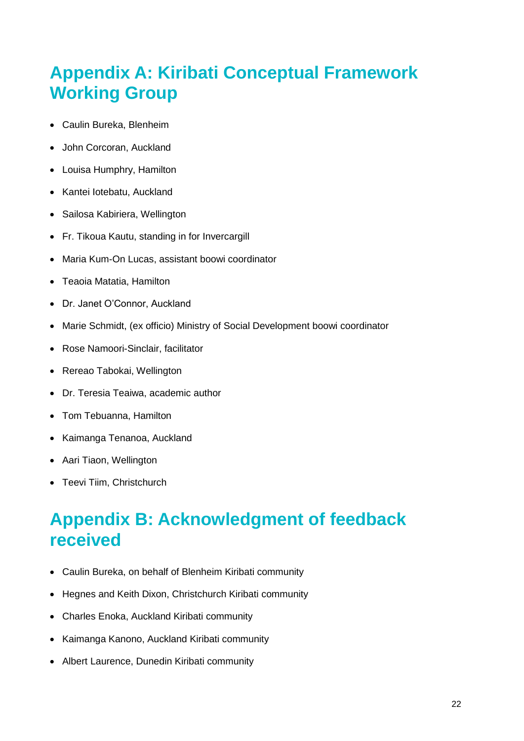# Appendix A: Kiribati Conceptual Framework Working Group

- Caulin Bureka, Blenheim
- John Corcoran, Auckland
- Louisa Humphry, Hamilton
- Kantei Iotebatu, Auckland
- Sailosa Kabiriera, Wellington
- Fr. Tikoua Kautu, standing in for Invercargill
- Maria Kum-On Lucas, assistant boowi coordinator
- Teaoia Matatia, Hamilton
- Dr. Janet O'Connor, Auckland
- Marie Schmidt, (ex officio) Ministry of Social Development boowi coordinator
- Rose Namoori-Sinclair, facilitator
- Rereao Tabokai, Wellington
- Dr. Teresia Teaiwa, academic author
- Tom Tebuanna, Hamilton
- Kaimanga Tenanoa, Auckland
- Aari Tiaon, Wellington
- Teevi Tiim, Christchurch

# Appendix B: Acknowledgment of feedback received

- Caulin Bureka, on behalf of Blenheim Kiribati community
- Hegnes and Keith Dixon, Christchurch Kiribati community
- Charles Enoka, Auckland Kiribati community
- Kaimanga Kanono, Auckland Kiribati community
- Albert Laurence, Dunedin Kiribati community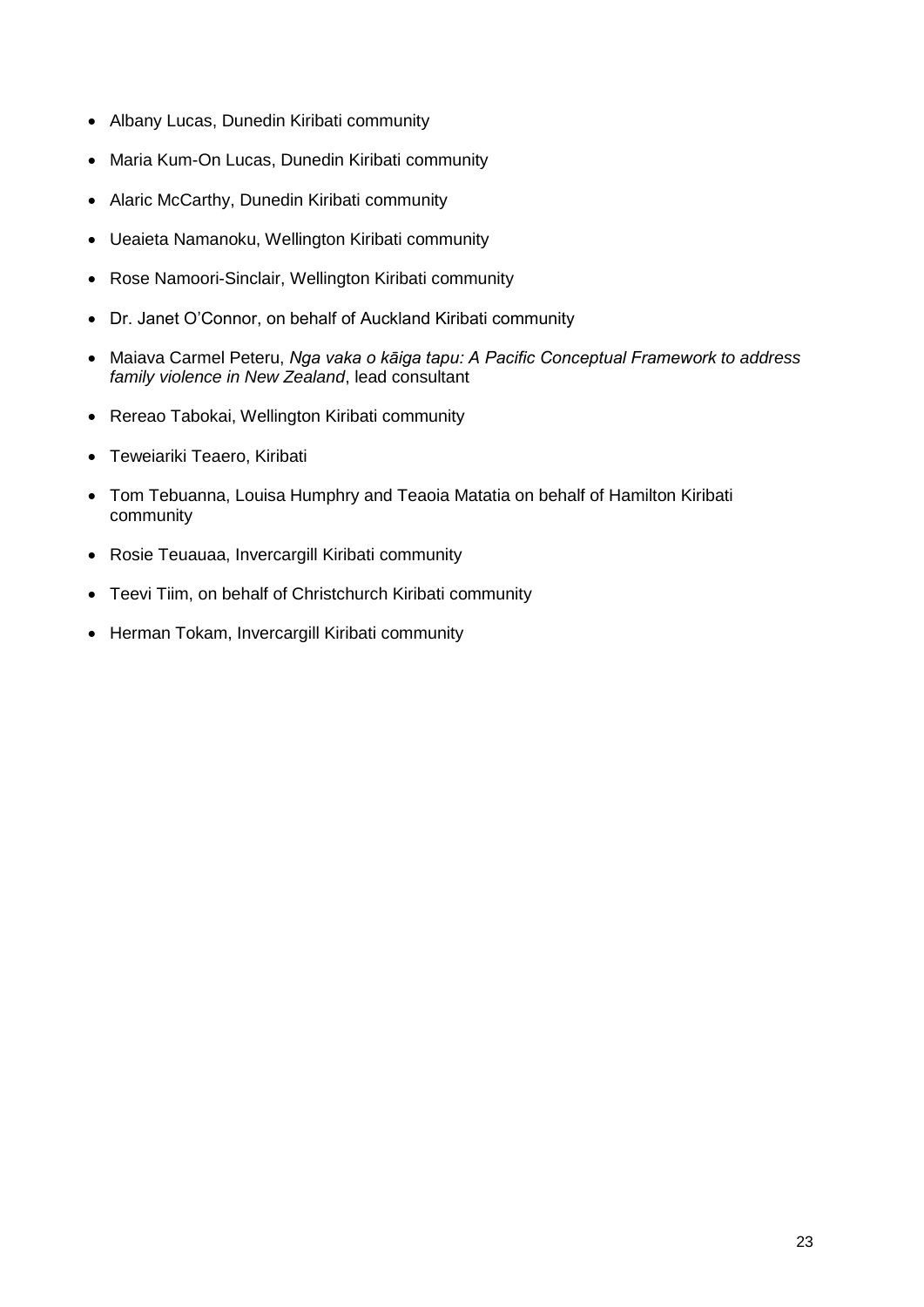- Albany Lucas, Dunedin Kiribati community
- Maria Kum-On Lucas, Dunedin Kiribati community
- Alaric McCarthy, Dunedin Kiribati community
- Ueaieta Namanoku, Wellington Kiribati community
- Rose Namoori-Sinclair, Wellington Kiribati community
- Dr. Janet O'Connor, on behalf of Auckland Kiribati community
- Maiava Carmel Peteru, *Nga vaka o kāiga tapu: A Pacific Conceptual Framework to address family violence in New Zealand*, lead consultant
- Rereao Tabokai, Wellington Kiribati community
- Teweiariki Teaero, Kiribati
- Tom Tebuanna, Louisa Humphry and Teaoia Matatia on behalf of Hamilton Kiribati community
- Rosie Teuauaa, Invercargill Kiribati community
- Teevi Tiim, on behalf of Christchurch Kiribati community
- Herman Tokam, Invercargill Kiribati community